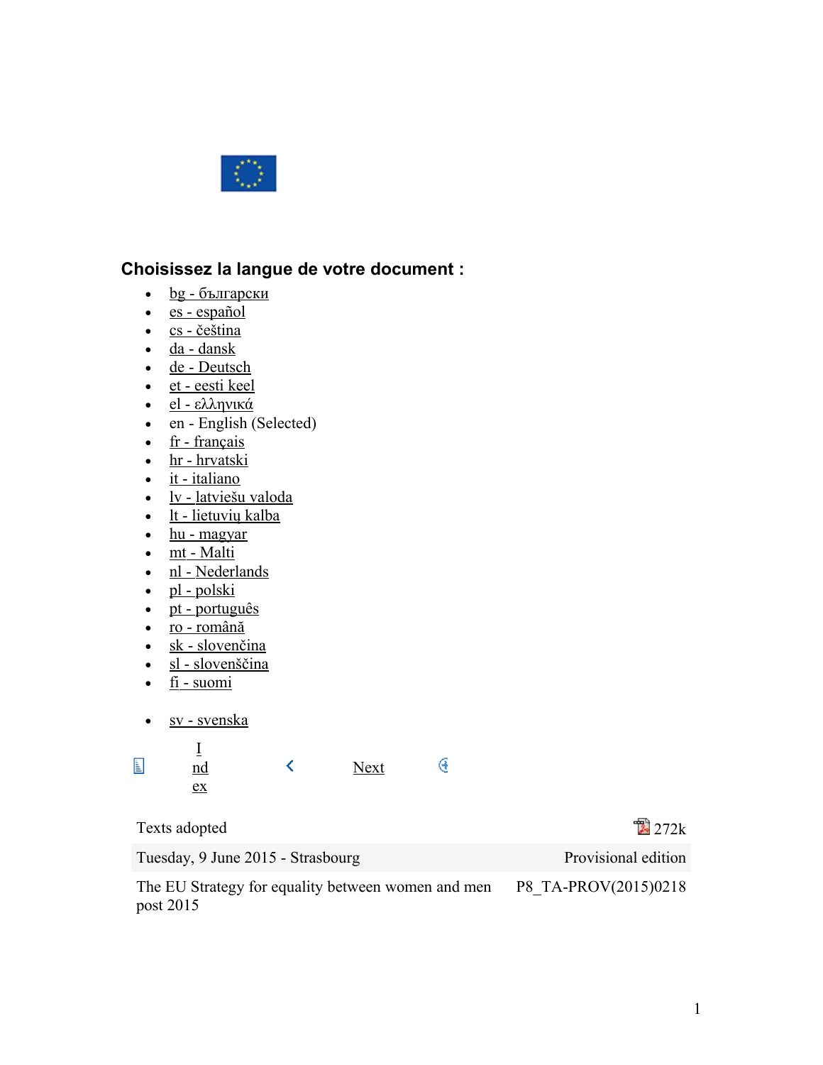### Choisissez la langue de votre document :

- bg - български
- es - español
- cs - čeština
- da - dansk
- de - Deutsch
- et - eesti keel
- el - ελληνικά
- en - English (Selected)
- fr - français
- hr - hrvatski
- it - italiano
- lv - latviešu valoda
- lt - lietuvių kalba
- hu - magyar
- mt - Malti
- nl - Nederlands
- pl - polski
- pt - português
- ro - română
- sk - slovenčina
- sl - slovenščina
- fi - suomi
- sv - svenska

Index Next

| Texts adopted | 272k |
|---|---|
| Tuesday, 9 June 2015 - Strasbourg | Provisional edition |
| The EU Strategy for equality between women and men post 2015 | P8_TA-PROV(2015)0218 |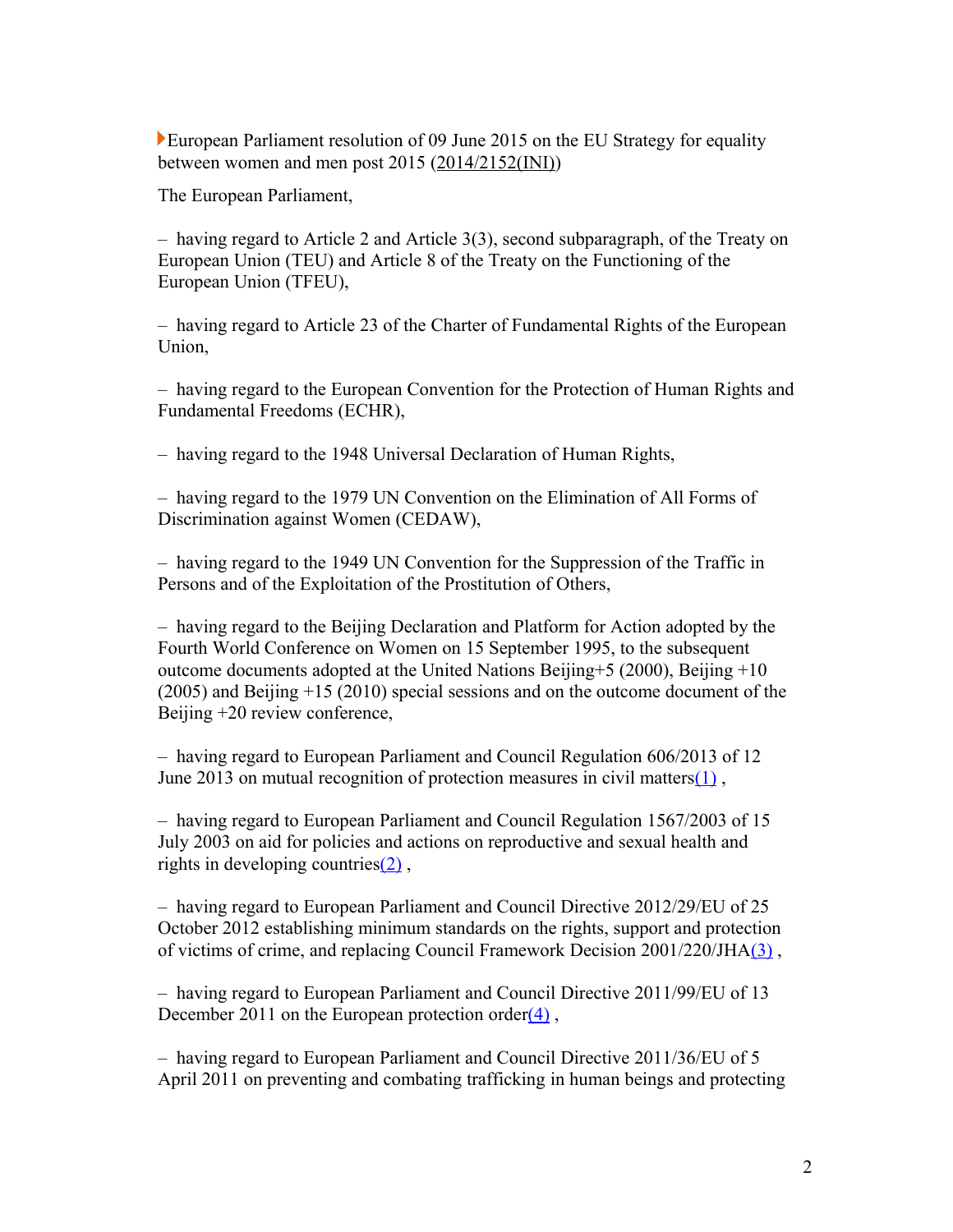European Parliament resolution of 09 June 2015 on the EU Strategy for equality between women and men post 2015 (2014/2152(INI))

The European Parliament,

– having regard to Article 2 and Article 3(3), second subparagraph, of the Treaty on European Union (TEU) and Article 8 of the Treaty on the Functioning of the European Union (TFEU),

– having regard to Article 23 of the Charter of Fundamental Rights of the European Union,

– having regard to the European Convention for the Protection of Human Rights and Fundamental Freedoms (ECHR),

– having regard to the 1948 Universal Declaration of Human Rights,

– having regard to the 1979 UN Convention on the Elimination of All Forms of Discrimination against Women (CEDAW),

– having regard to the 1949 UN Convention for the Suppression of the Traffic in Persons and of the Exploitation of the Prostitution of Others,

– having regard to the Beijing Declaration and Platform for Action adopted by the Fourth World Conference on Women on 15 September 1995, to the subsequent outcome documents adopted at the United Nations Beijing+5 (2000), Beijing +10 (2005) and Beijing +15 (2010) special sessions and on the outcome document of the Beijing +20 review conference,

– having regard to European Parliament and Council Regulation 606/2013 of 12 June 2013 on mutual recognition of protection measures in civil matters(1) ,

– having regard to European Parliament and Council Regulation 1567/2003 of 15 July 2003 on aid for policies and actions on reproductive and sexual health and rights in developing countries(2) ,

– having regard to European Parliament and Council Directive 2012/29/EU of 25 October 2012 establishing minimum standards on the rights, support and protection of victims of crime, and replacing Council Framework Decision 2001/220/JHA(3) ,

– having regard to European Parliament and Council Directive 2011/99/EU of 13 December 2011 on the European protection order(4) ,

– having regard to European Parliament and Council Directive 2011/36/EU of 5 April 2011 on preventing and combating trafficking in human beings and protecting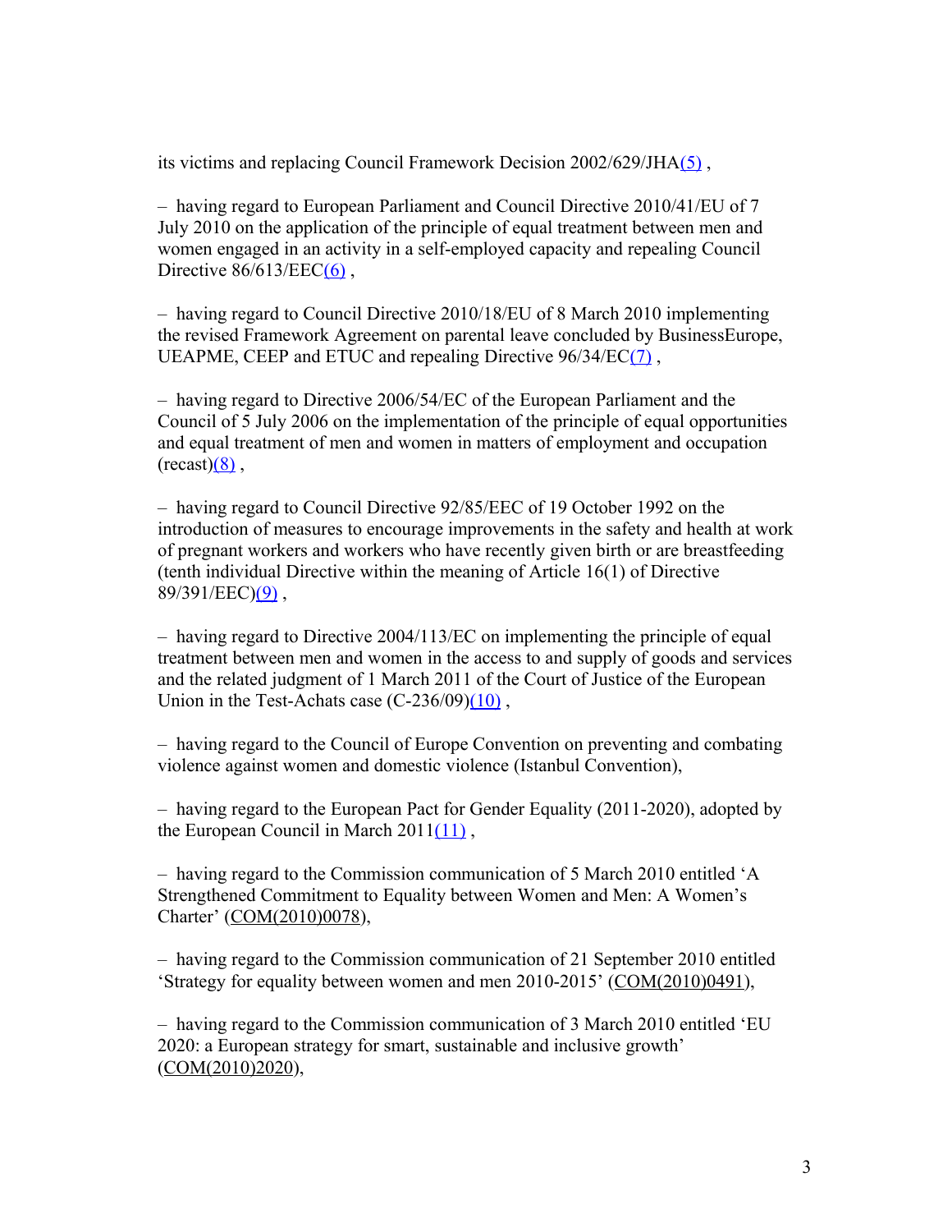its victims and replacing Council Framework Decision 2002/629/JHA(5) ,

– having regard to European Parliament and Council Directive 2010/41/EU of 7 July 2010 on the application of the principle of equal treatment between men and women engaged in an activity in a self-employed capacity and repealing Council Directive 86/613/EEC(6) ,

– having regard to Council Directive 2010/18/EU of 8 March 2010 implementing the revised Framework Agreement on parental leave concluded by BusinessEurope, UEAPME, CEEP and ETUC and repealing Directive 96/34/EC(7) ,

– having regard to Directive 2006/54/EC of the European Parliament and the Council of 5 July 2006 on the implementation of the principle of equal opportunities and equal treatment of men and women in matters of employment and occupation (recast)(8) ,

– having regard to Council Directive 92/85/EEC of 19 October 1992 on the introduction of measures to encourage improvements in the safety and health at work of pregnant workers and workers who have recently given birth or are breastfeeding (tenth individual Directive within the meaning of Article 16(1) of Directive 89/391/EEC)(9) ,

– having regard to Directive 2004/113/EC on implementing the principle of equal treatment between men and women in the access to and supply of goods and services and the related judgment of 1 March 2011 of the Court of Justice of the European Union in the Test-Achats case (C-236/09)(10) ,

– having regard to the Council of Europe Convention on preventing and combating violence against women and domestic violence (Istanbul Convention),

– having regard to the European Pact for Gender Equality (2011-2020), adopted by the European Council in March 2011(11) ,

– having regard to the Commission communication of 5 March 2010 entitled 'A Strengthened Commitment to Equality between Women and Men: A Women's Charter' (COM(2010)0078),

– having regard to the Commission communication of 21 September 2010 entitled 'Strategy for equality between women and men 2010-2015' (COM(2010)0491),

– having regard to the Commission communication of 3 March 2010 entitled 'EU 2020: a European strategy for smart, sustainable and inclusive growth' (COM(2010)2020),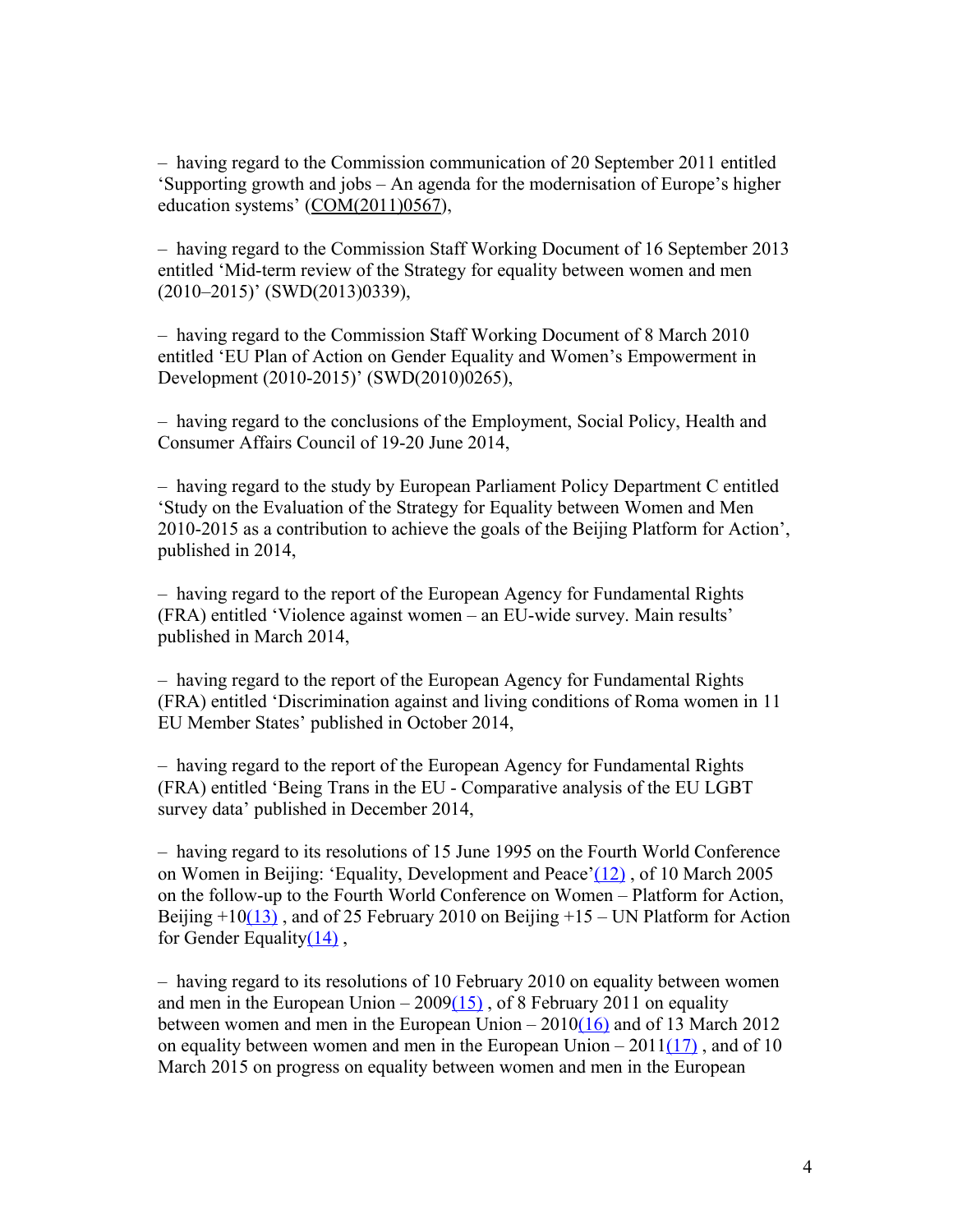– having regard to the Commission communication of 20 September 2011 entitled 'Supporting growth and jobs – An agenda for the modernisation of Europe's higher education systems' (COM(2011)0567),

– having regard to the Commission Staff Working Document of 16 September 2013 entitled 'Mid-term review of the Strategy for equality between women and men (2010–2015)' (SWD(2013)0339),

– having regard to the Commission Staff Working Document of 8 March 2010 entitled 'EU Plan of Action on Gender Equality and Women's Empowerment in Development (2010-2015)' (SWD(2010)0265),

– having regard to the conclusions of the Employment, Social Policy, Health and Consumer Affairs Council of 19-20 June 2014,

– having regard to the study by European Parliament Policy Department C entitled 'Study on the Evaluation of the Strategy for Equality between Women and Men 2010-2015 as a contribution to achieve the goals of the Beijing Platform for Action', published in 2014,

– having regard to the report of the European Agency for Fundamental Rights (FRA) entitled 'Violence against women – an EU-wide survey. Main results' published in March 2014,

– having regard to the report of the European Agency for Fundamental Rights (FRA) entitled 'Discrimination against and living conditions of Roma women in 11 EU Member States' published in October 2014,

– having regard to the report of the European Agency for Fundamental Rights (FRA) entitled 'Being Trans in the EU - Comparative analysis of the EU LGBT survey data' published in December 2014,

– having regard to its resolutions of 15 June 1995 on the Fourth World Conference on Women in Beijing: 'Equality, Development and Peace'(12) , of 10 March 2005 on the follow-up to the Fourth World Conference on Women – Platform for Action, Beijing +10(13) , and of 25 February 2010 on Beijing +15 – UN Platform for Action for Gender Equality(14) ,

– having regard to its resolutions of 10 February 2010 on equality between women and men in the European Union – 2009(15) , of 8 February 2011 on equality between women and men in the European Union – 2010(16) and of 13 March 2012 on equality between women and men in the European Union – 2011(17) , and of 10 March 2015 on progress on equality between women and men in the European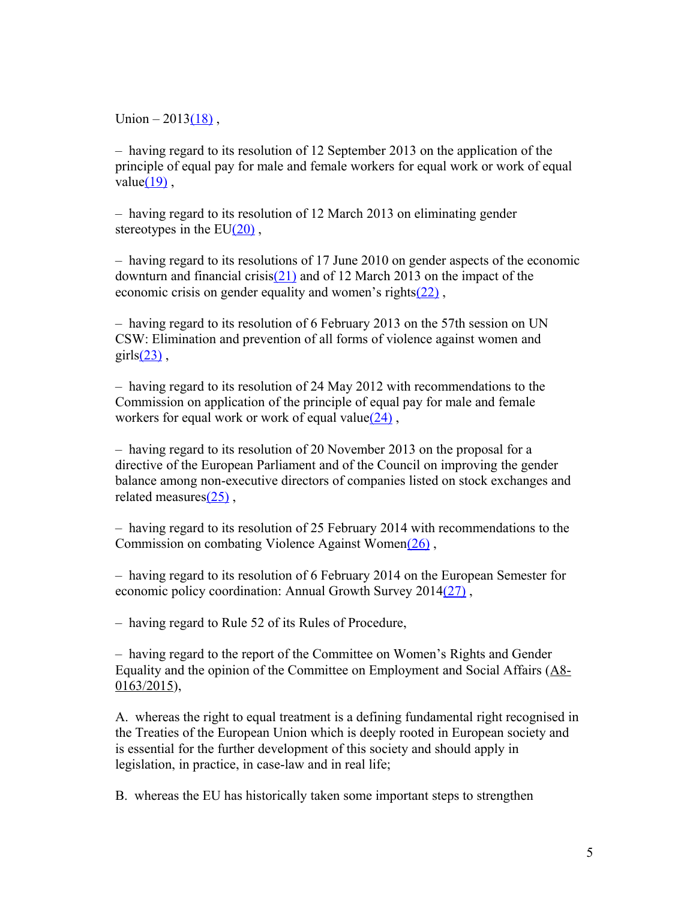Union – 2013(18) ,

– having regard to its resolution of 12 September 2013 on the application of the principle of equal pay for male and female workers for equal work or work of equal value(19) ,

– having regard to its resolution of 12 March 2013 on eliminating gender stereotypes in the EU(20) ,

– having regard to its resolutions of 17 June 2010 on gender aspects of the economic downturn and financial crisis(21) and of 12 March 2013 on the impact of the economic crisis on gender equality and women's rights(22) ,

– having regard to its resolution of 6 February 2013 on the 57th session on UN CSW: Elimination and prevention of all forms of violence against women and girls(23) ,

– having regard to its resolution of 24 May 2012 with recommendations to the Commission on application of the principle of equal pay for male and female workers for equal work or work of equal value(24) ,

– having regard to its resolution of 20 November 2013 on the proposal for a directive of the European Parliament and of the Council on improving the gender balance among non-executive directors of companies listed on stock exchanges and related measures(25) ,

– having regard to its resolution of 25 February 2014 with recommendations to the Commission on combating Violence Against Women(26) ,

– having regard to its resolution of 6 February 2014 on the European Semester for economic policy coordination: Annual Growth Survey 2014(27) ,

– having regard to Rule 52 of its Rules of Procedure,

– having regard to the report of the Committee on Women's Rights and Gender Equality and the opinion of the Committee on Employment and Social Affairs (A8-0163/2015),

A. whereas the right to equal treatment is a defining fundamental right recognised in the Treaties of the European Union which is deeply rooted in European society and is essential for the further development of this society and should apply in legislation, in practice, in case-law and in real life;

B. whereas the EU has historically taken some important steps to strengthen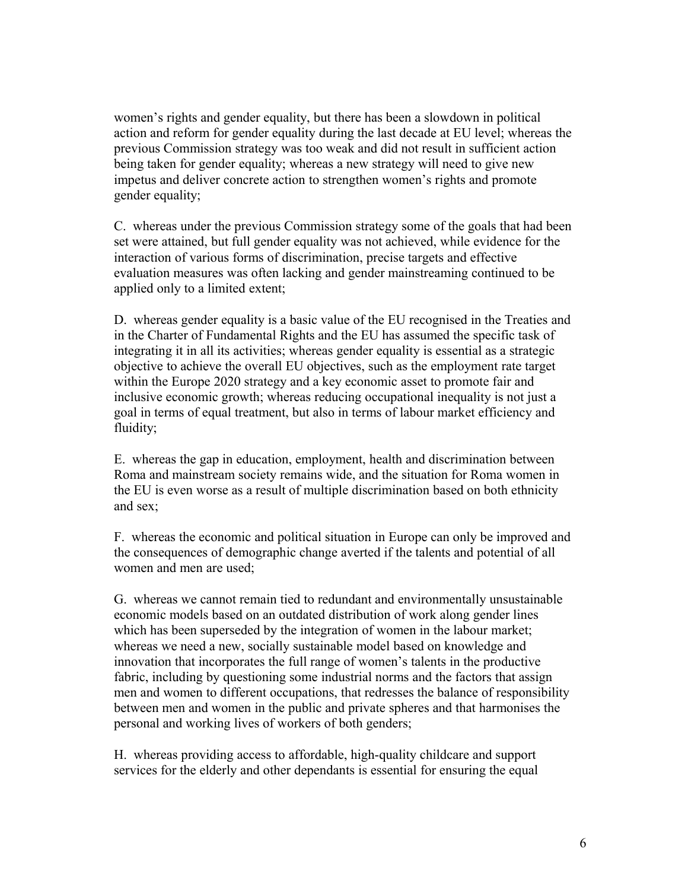women's rights and gender equality, but there has been a slowdown in political action and reform for gender equality during the last decade at EU level; whereas the previous Commission strategy was too weak and did not result in sufficient action being taken for gender equality; whereas a new strategy will need to give new impetus and deliver concrete action to strengthen women's rights and promote gender equality;

C. whereas under the previous Commission strategy some of the goals that had been set were attained, but full gender equality was not achieved, while evidence for the interaction of various forms of discrimination, precise targets and effective evaluation measures was often lacking and gender mainstreaming continued to be applied only to a limited extent;

D. whereas gender equality is a basic value of the EU recognised in the Treaties and in the Charter of Fundamental Rights and the EU has assumed the specific task of integrating it in all its activities; whereas gender equality is essential as a strategic objective to achieve the overall EU objectives, such as the employment rate target within the Europe 2020 strategy and a key economic asset to promote fair and inclusive economic growth; whereas reducing occupational inequality is not just a goal in terms of equal treatment, but also in terms of labour market efficiency and fluidity;

E. whereas the gap in education, employment, health and discrimination between Roma and mainstream society remains wide, and the situation for Roma women in the EU is even worse as a result of multiple discrimination based on both ethnicity and sex;

F. whereas the economic and political situation in Europe can only be improved and the consequences of demographic change averted if the talents and potential of all women and men are used;

G. whereas we cannot remain tied to redundant and environmentally unsustainable economic models based on an outdated distribution of work along gender lines which has been superseded by the integration of women in the labour market; whereas we need a new, socially sustainable model based on knowledge and innovation that incorporates the full range of women's talents in the productive fabric, including by questioning some industrial norms and the factors that assign men and women to different occupations, that redresses the balance of responsibility between men and women in the public and private spheres and that harmonises the personal and working lives of workers of both genders;

H. whereas providing access to affordable, high-quality childcare and support services for the elderly and other dependants is essential for ensuring the equal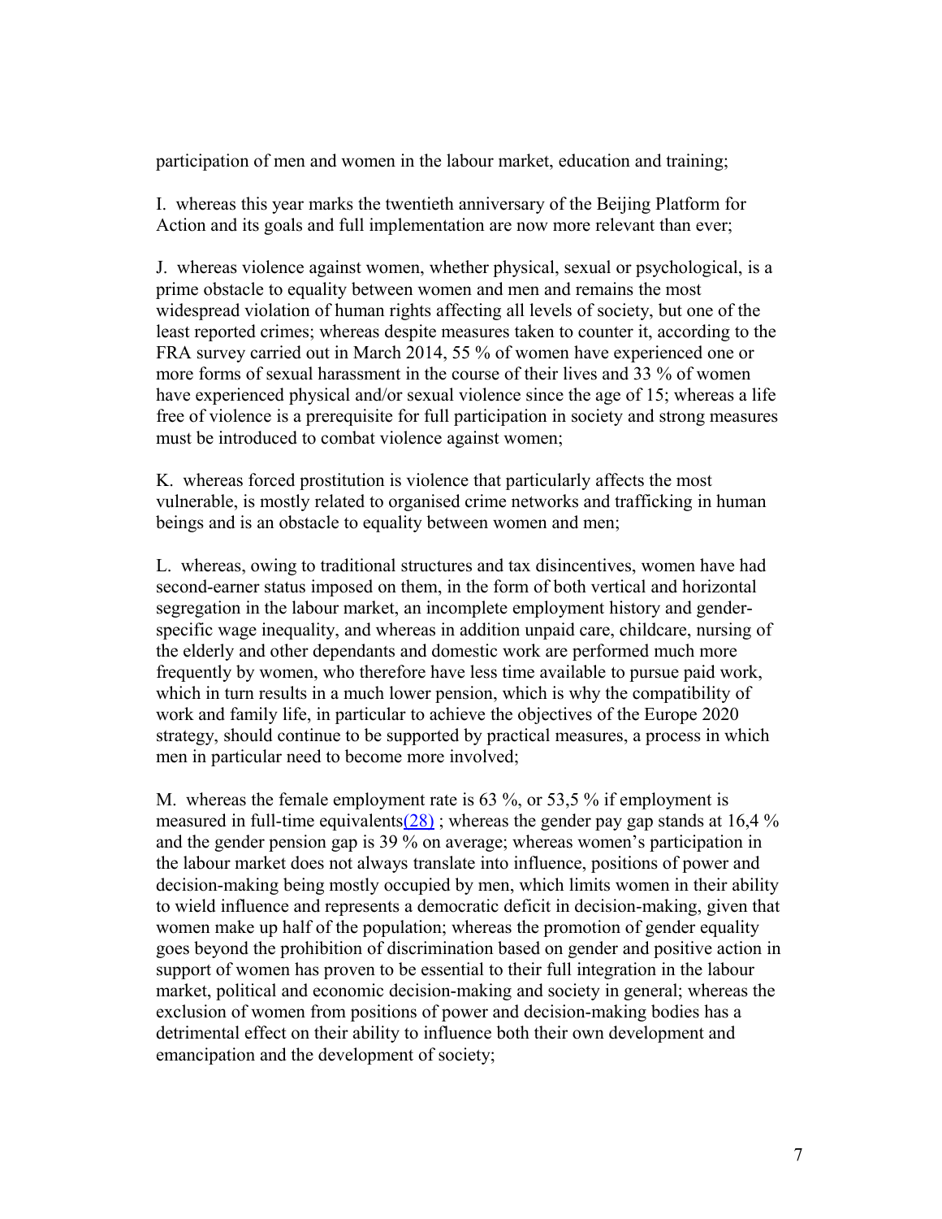participation of men and women in the labour market, education and training;

I. whereas this year marks the twentieth anniversary of the Beijing Platform for Action and its goals and full implementation are now more relevant than ever;

J. whereas violence against women, whether physical, sexual or psychological, is a prime obstacle to equality between women and men and remains the most widespread violation of human rights affecting all levels of society, but one of the least reported crimes; whereas despite measures taken to counter it, according to the FRA survey carried out in March 2014, 55 % of women have experienced one or more forms of sexual harassment in the course of their lives and 33 % of women have experienced physical and/or sexual violence since the age of 15; whereas a life free of violence is a prerequisite for full participation in society and strong measures must be introduced to combat violence against women;

K. whereas forced prostitution is violence that particularly affects the most vulnerable, is mostly related to organised crime networks and trafficking in human beings and is an obstacle to equality between women and men;

L. whereas, owing to traditional structures and tax disincentives, women have had second-earner status imposed on them, in the form of both vertical and horizontal segregation in the labour market, an incomplete employment history and gender-specific wage inequality, and whereas in addition unpaid care, childcare, nursing of the elderly and other dependants and domestic work are performed much more frequently by women, who therefore have less time available to pursue paid work, which in turn results in a much lower pension, which is why the compatibility of work and family life, in particular to achieve the objectives of the Europe 2020 strategy, should continue to be supported by practical measures, a process in which men in particular need to become more involved;

M. whereas the female employment rate is 63 %, or 53,5 % if employment is measured in full-time equivalents(28) ; whereas the gender pay gap stands at 16,4 % and the gender pension gap is 39 % on average; whereas women's participation in the labour market does not always translate into influence, positions of power and decision-making being mostly occupied by men, which limits women in their ability to wield influence and represents a democratic deficit in decision-making, given that women make up half of the population; whereas the promotion of gender equality goes beyond the prohibition of discrimination based on gender and positive action in support of women has proven to be essential to their full integration in the labour market, political and economic decision-making and society in general; whereas the exclusion of women from positions of power and decision-making bodies has a detrimental effect on their ability to influence both their own development and emancipation and the development of society;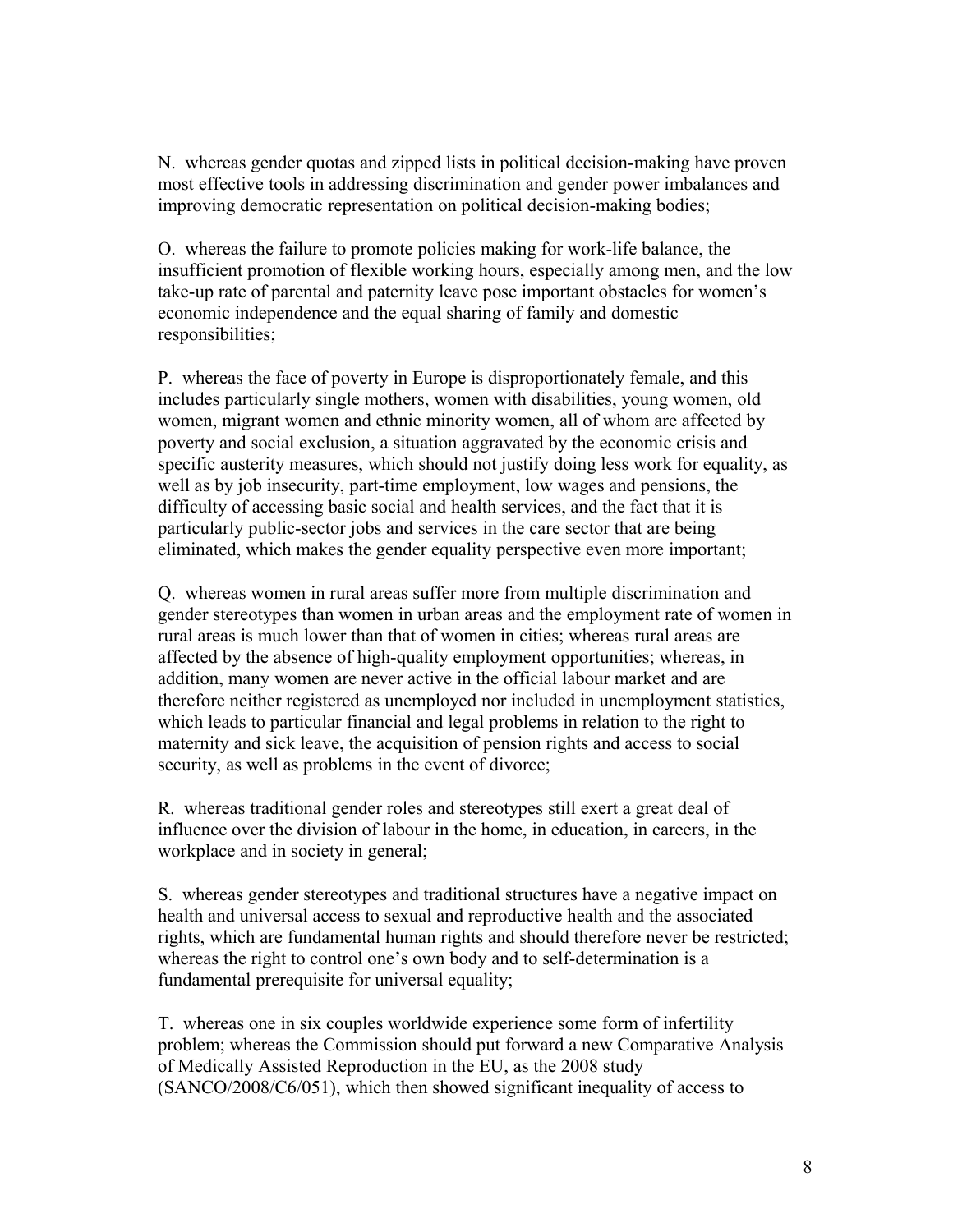N. whereas gender quotas and zipped lists in political decision-making have proven most effective tools in addressing discrimination and gender power imbalances and improving democratic representation on political decision-making bodies;

O. whereas the failure to promote policies making for work-life balance, the insufficient promotion of flexible working hours, especially among men, and the low take-up rate of parental and paternity leave pose important obstacles for women's economic independence and the equal sharing of family and domestic responsibilities;

P. whereas the face of poverty in Europe is disproportionately female, and this includes particularly single mothers, women with disabilities, young women, old women, migrant women and ethnic minority women, all of whom are affected by poverty and social exclusion, a situation aggravated by the economic crisis and specific austerity measures, which should not justify doing less work for equality, as well as by job insecurity, part-time employment, low wages and pensions, the difficulty of accessing basic social and health services, and the fact that it is particularly public-sector jobs and services in the care sector that are being eliminated, which makes the gender equality perspective even more important;

Q. whereas women in rural areas suffer more from multiple discrimination and gender stereotypes than women in urban areas and the employment rate of women in rural areas is much lower than that of women in cities; whereas rural areas are affected by the absence of high-quality employment opportunities; whereas, in addition, many women are never active in the official labour market and are therefore neither registered as unemployed nor included in unemployment statistics, which leads to particular financial and legal problems in relation to the right to maternity and sick leave, the acquisition of pension rights and access to social security, as well as problems in the event of divorce;

R. whereas traditional gender roles and stereotypes still exert a great deal of influence over the division of labour in the home, in education, in careers, in the workplace and in society in general;

S. whereas gender stereotypes and traditional structures have a negative impact on health and universal access to sexual and reproductive health and the associated rights, which are fundamental human rights and should therefore never be restricted; whereas the right to control one's own body and to self-determination is a fundamental prerequisite for universal equality;

T. whereas one in six couples worldwide experience some form of infertility problem; whereas the Commission should put forward a new Comparative Analysis of Medically Assisted Reproduction in the EU, as the 2008 study (SANCO/2008/C6/051), which then showed significant inequality of access to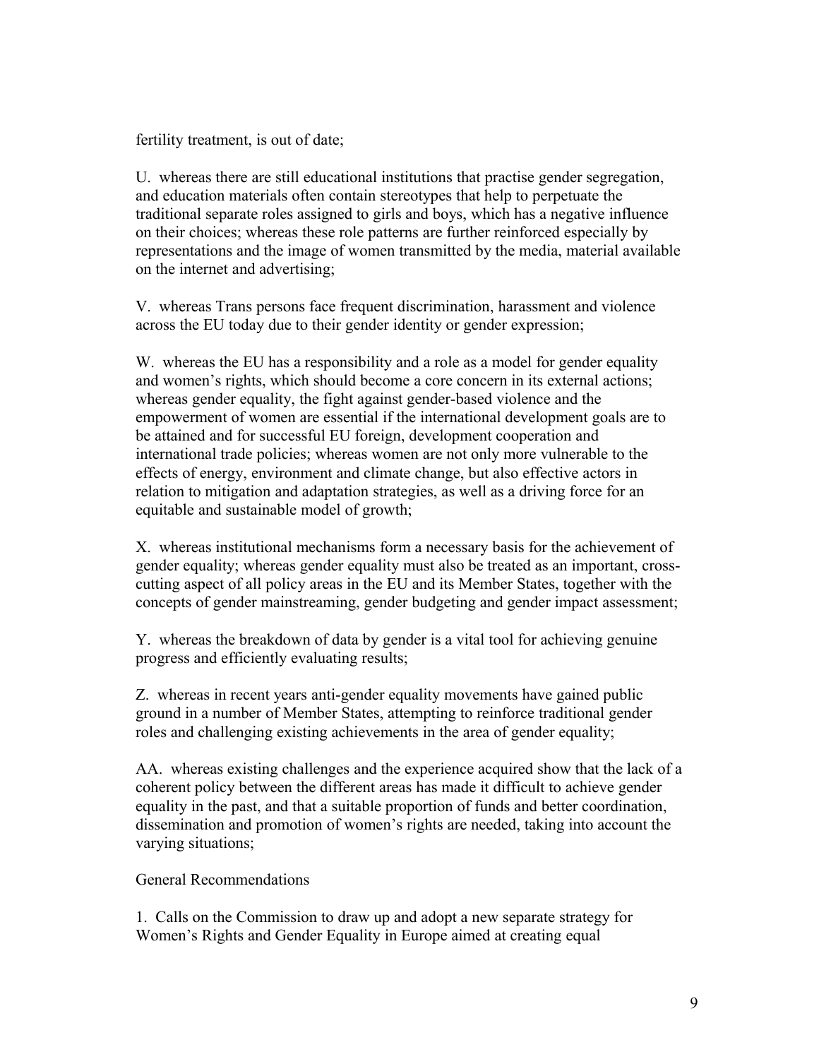fertility treatment, is out of date;

U. whereas there are still educational institutions that practise gender segregation, and education materials often contain stereotypes that help to perpetuate the traditional separate roles assigned to girls and boys, which has a negative influence on their choices; whereas these role patterns are further reinforced especially by representations and the image of women transmitted by the media, material available on the internet and advertising;

V. whereas Trans persons face frequent discrimination, harassment and violence across the EU today due to their gender identity or gender expression;

W. whereas the EU has a responsibility and a role as a model for gender equality and women's rights, which should become a core concern in its external actions; whereas gender equality, the fight against gender-based violence and the empowerment of women are essential if the international development goals are to be attained and for successful EU foreign, development cooperation and international trade policies; whereas women are not only more vulnerable to the effects of energy, environment and climate change, but also effective actors in relation to mitigation and adaptation strategies, as well as a driving force for an equitable and sustainable model of growth;

X. whereas institutional mechanisms form a necessary basis for the achievement of gender equality; whereas gender equality must also be treated as an important, cross-cutting aspect of all policy areas in the EU and its Member States, together with the concepts of gender mainstreaming, gender budgeting and gender impact assessment;

Y. whereas the breakdown of data by gender is a vital tool for achieving genuine progress and efficiently evaluating results;

Z. whereas in recent years anti-gender equality movements have gained public ground in a number of Member States, attempting to reinforce traditional gender roles and challenging existing achievements in the area of gender equality;

AA. whereas existing challenges and the experience acquired show that the lack of a coherent policy between the different areas has made it difficult to achieve gender equality in the past, and that a suitable proportion of funds and better coordination, dissemination and promotion of women's rights are needed, taking into account the varying situations;

General Recommendations

1. Calls on the Commission to draw up and adopt a new separate strategy for Women's Rights and Gender Equality in Europe aimed at creating equal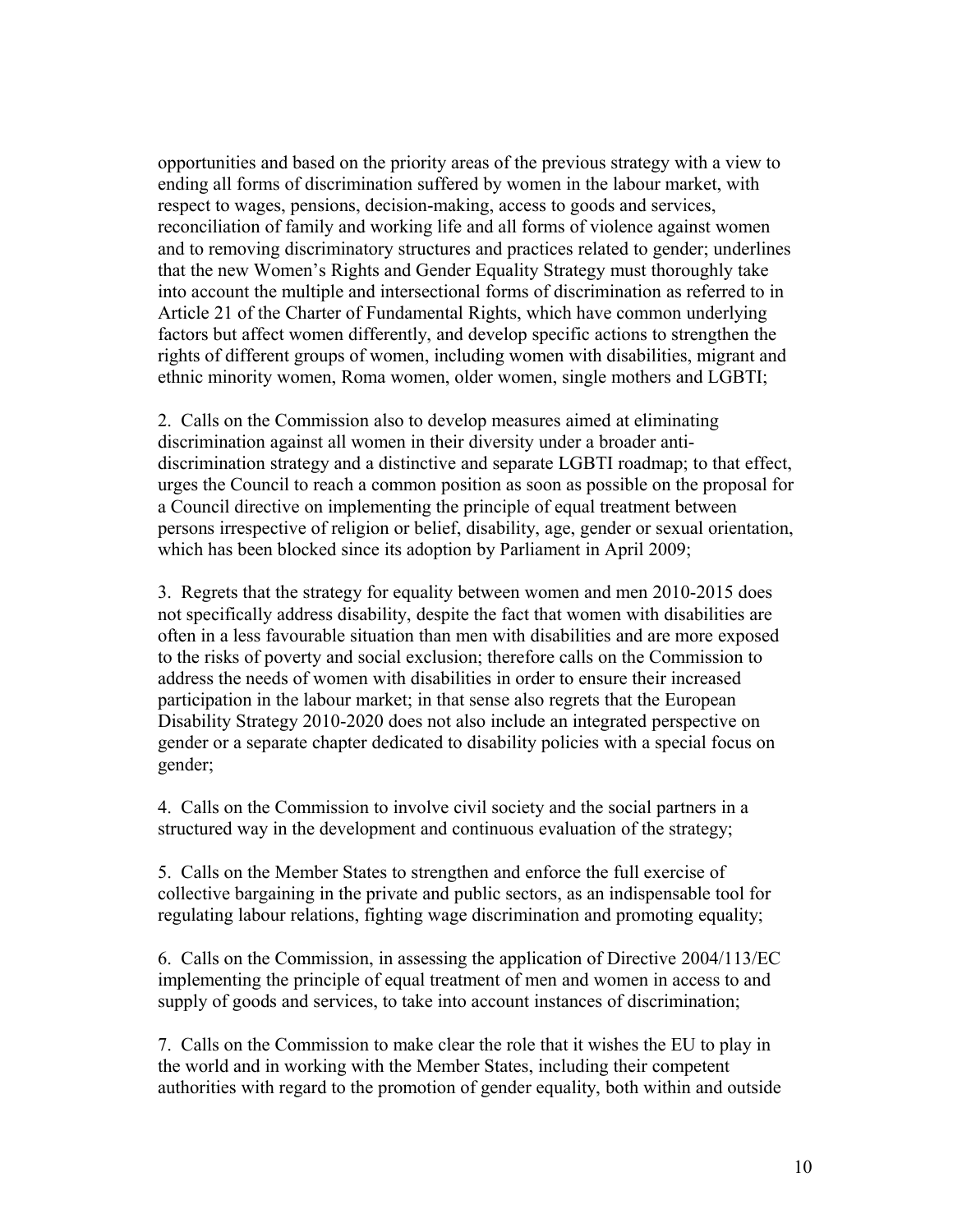opportunities and based on the priority areas of the previous strategy with a view to ending all forms of discrimination suffered by women in the labour market, with respect to wages, pensions, decision-making, access to goods and services, reconciliation of family and working life and all forms of violence against women and to removing discriminatory structures and practices related to gender; underlines that the new Women's Rights and Gender Equality Strategy must thoroughly take into account the multiple and intersectional forms of discrimination as referred to in Article 21 of the Charter of Fundamental Rights, which have common underlying factors but affect women differently, and develop specific actions to strengthen the rights of different groups of women, including women with disabilities, migrant and ethnic minority women, Roma women, older women, single mothers and LGBTI;

2. Calls on the Commission also to develop measures aimed at eliminating discrimination against all women in their diversity under a broader anti-discrimination strategy and a distinctive and separate LGBTI roadmap; to that effect, urges the Council to reach a common position as soon as possible on the proposal for a Council directive on implementing the principle of equal treatment between persons irrespective of religion or belief, disability, age, gender or sexual orientation, which has been blocked since its adoption by Parliament in April 2009;

3. Regrets that the strategy for equality between women and men 2010-2015 does not specifically address disability, despite the fact that women with disabilities are often in a less favourable situation than men with disabilities and are more exposed to the risks of poverty and social exclusion; therefore calls on the Commission to address the needs of women with disabilities in order to ensure their increased participation in the labour market; in that sense also regrets that the European Disability Strategy 2010-2020 does not also include an integrated perspective on gender or a separate chapter dedicated to disability policies with a special focus on gender;

4. Calls on the Commission to involve civil society and the social partners in a structured way in the development and continuous evaluation of the strategy;

5. Calls on the Member States to strengthen and enforce the full exercise of collective bargaining in the private and public sectors, as an indispensable tool for regulating labour relations, fighting wage discrimination and promoting equality;

6. Calls on the Commission, in assessing the application of Directive 2004/113/EC implementing the principle of equal treatment of men and women in access to and supply of goods and services, to take into account instances of discrimination;

7. Calls on the Commission to make clear the role that it wishes the EU to play in the world and in working with the Member States, including their competent authorities with regard to the promotion of gender equality, both within and outside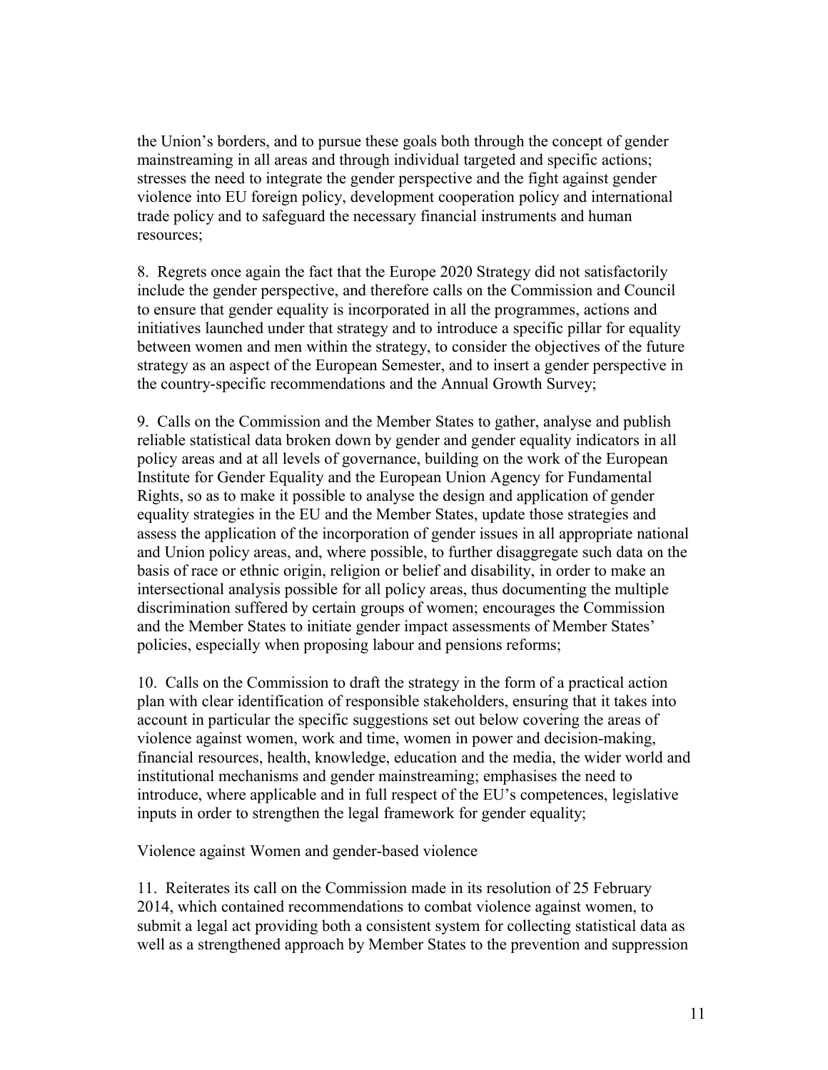the Union's borders, and to pursue these goals both through the concept of gender mainstreaming in all areas and through individual targeted and specific actions; stresses the need to integrate the gender perspective and the fight against gender violence into EU foreign policy, development cooperation policy and international trade policy and to safeguard the necessary financial instruments and human resources;

8. Regrets once again the fact that the Europe 2020 Strategy did not satisfactorily include the gender perspective, and therefore calls on the Commission and Council to ensure that gender equality is incorporated in all the programmes, actions and initiatives launched under that strategy and to introduce a specific pillar for equality between women and men within the strategy, to consider the objectives of the future strategy as an aspect of the European Semester, and to insert a gender perspective in the country-specific recommendations and the Annual Growth Survey;

9. Calls on the Commission and the Member States to gather, analyse and publish reliable statistical data broken down by gender and gender equality indicators in all policy areas and at all levels of governance, building on the work of the European Institute for Gender Equality and the European Union Agency for Fundamental Rights, so as to make it possible to analyse the design and application of gender equality strategies in the EU and the Member States, update those strategies and assess the application of the incorporation of gender issues in all appropriate national and Union policy areas, and, where possible, to further disaggregate such data on the basis of race or ethnic origin, religion or belief and disability, in order to make an intersectional analysis possible for all policy areas, thus documenting the multiple discrimination suffered by certain groups of women; encourages the Commission and the Member States to initiate gender impact assessments of Member States' policies, especially when proposing labour and pensions reforms;

10. Calls on the Commission to draft the strategy in the form of a practical action plan with clear identification of responsible stakeholders, ensuring that it takes into account in particular the specific suggestions set out below covering the areas of violence against women, work and time, women in power and decision-making, financial resources, health, knowledge, education and the media, the wider world and institutional mechanisms and gender mainstreaming; emphasises the need to introduce, where applicable and in full respect of the EU's competences, legislative inputs in order to strengthen the legal framework for gender equality;

Violence against Women and gender-based violence

11. Reiterates its call on the Commission made in its resolution of 25 February 2014, which contained recommendations to combat violence against women, to submit a legal act providing both a consistent system for collecting statistical data as well as a strengthened approach by Member States to the prevention and suppression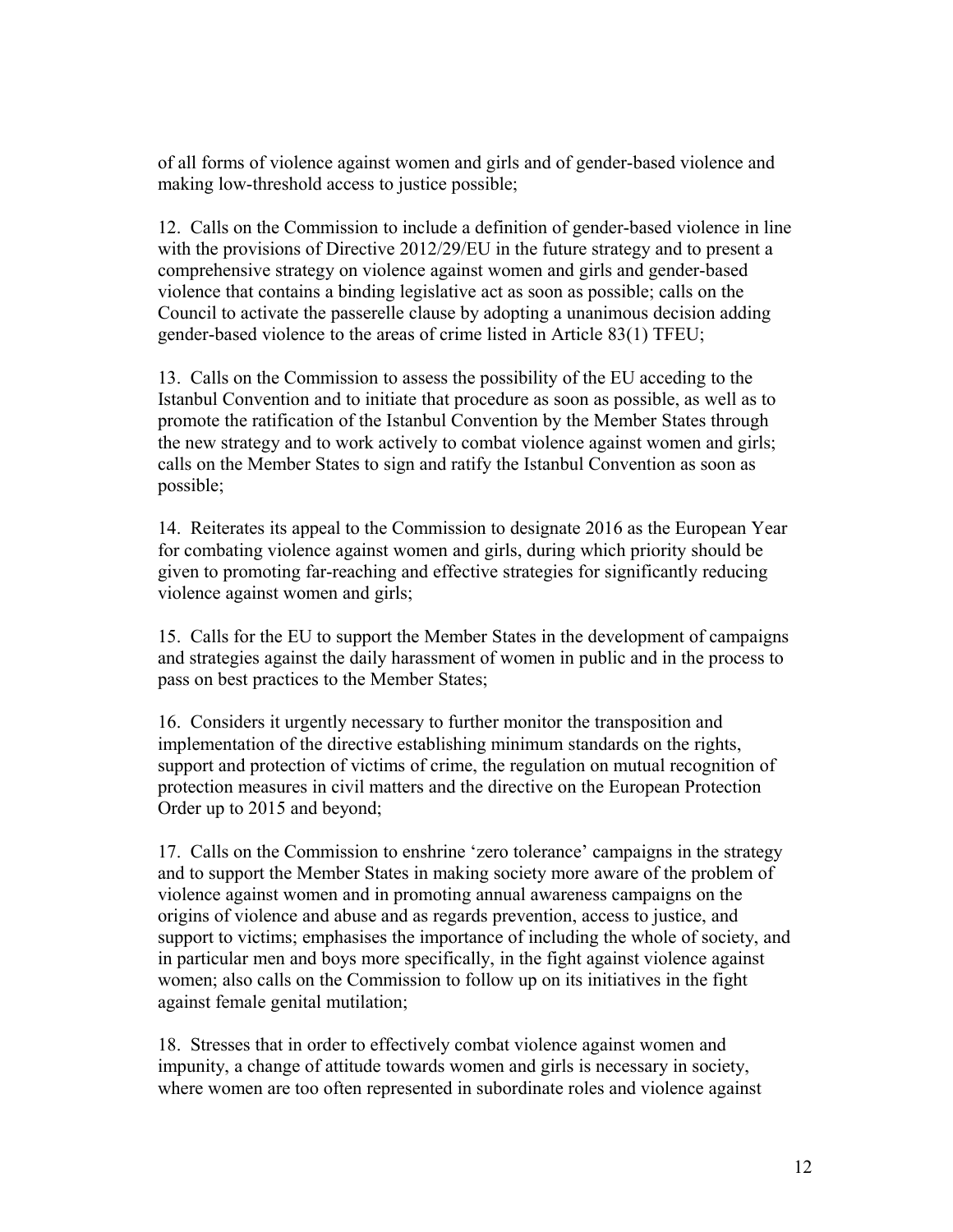of all forms of violence against women and girls and of gender-based violence and making low-threshold access to justice possible;

12. Calls on the Commission to include a definition of gender-based violence in line with the provisions of Directive 2012/29/EU in the future strategy and to present a comprehensive strategy on violence against women and girls and gender-based violence that contains a binding legislative act as soon as possible; calls on the Council to activate the passerelle clause by adopting a unanimous decision adding gender-based violence to the areas of crime listed in Article 83(1) TFEU;

13. Calls on the Commission to assess the possibility of the EU acceding to the Istanbul Convention and to initiate that procedure as soon as possible, as well as to promote the ratification of the Istanbul Convention by the Member States through the new strategy and to work actively to combat violence against women and girls; calls on the Member States to sign and ratify the Istanbul Convention as soon as possible;

14. Reiterates its appeal to the Commission to designate 2016 as the European Year for combating violence against women and girls, during which priority should be given to promoting far-reaching and effective strategies for significantly reducing violence against women and girls;

15. Calls for the EU to support the Member States in the development of campaigns and strategies against the daily harassment of women in public and in the process to pass on best practices to the Member States;

16. Considers it urgently necessary to further monitor the transposition and implementation of the directive establishing minimum standards on the rights, support and protection of victims of crime, the regulation on mutual recognition of protection measures in civil matters and the directive on the European Protection Order up to 2015 and beyond;

17. Calls on the Commission to enshrine 'zero tolerance' campaigns in the strategy and to support the Member States in making society more aware of the problem of violence against women and in promoting annual awareness campaigns on the origins of violence and abuse and as regards prevention, access to justice, and support to victims; emphasises the importance of including the whole of society, and in particular men and boys more specifically, in the fight against violence against women; also calls on the Commission to follow up on its initiatives in the fight against female genital mutilation;

18. Stresses that in order to effectively combat violence against women and impunity, a change of attitude towards women and girls is necessary in society, where women are too often represented in subordinate roles and violence against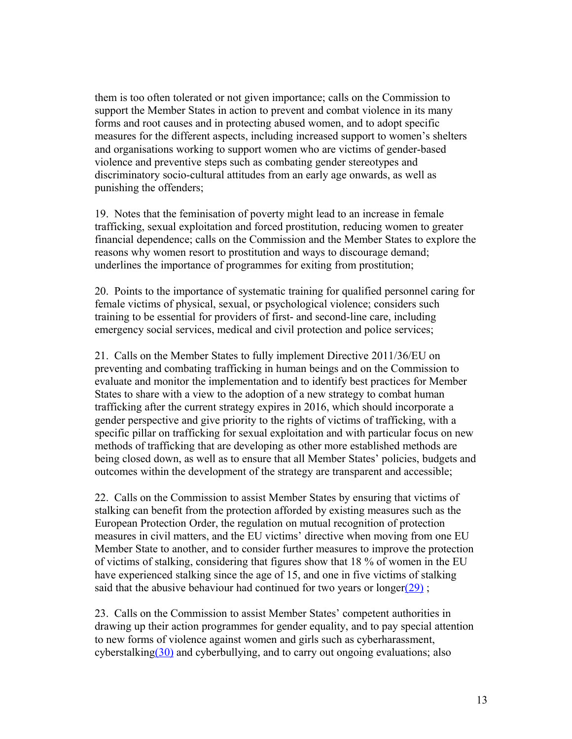them is too often tolerated or not given importance; calls on the Commission to support the Member States in action to prevent and combat violence in its many forms and root causes and in protecting abused women, and to adopt specific measures for the different aspects, including increased support to women's shelters and organisations working to support women who are victims of gender-based violence and preventive steps such as combating gender stereotypes and discriminatory socio-cultural attitudes from an early age onwards, as well as punishing the offenders;

19. Notes that the feminisation of poverty might lead to an increase in female trafficking, sexual exploitation and forced prostitution, reducing women to greater financial dependence; calls on the Commission and the Member States to explore the reasons why women resort to prostitution and ways to discourage demand; underlines the importance of programmes for exiting from prostitution;

20. Points to the importance of systematic training for qualified personnel caring for female victims of physical, sexual, or psychological violence; considers such training to be essential for providers of first- and second-line care, including emergency social services, medical and civil protection and police services;

21. Calls on the Member States to fully implement Directive 2011/36/EU on preventing and combating trafficking in human beings and on the Commission to evaluate and monitor the implementation and to identify best practices for Member States to share with a view to the adoption of a new strategy to combat human trafficking after the current strategy expires in 2016, which should incorporate a gender perspective and give priority to the rights of victims of trafficking, with a specific pillar on trafficking for sexual exploitation and with particular focus on new methods of trafficking that are developing as other more established methods are being closed down, as well as to ensure that all Member States' policies, budgets and outcomes within the development of the strategy are transparent and accessible;

22. Calls on the Commission to assist Member States by ensuring that victims of stalking can benefit from the protection afforded by existing measures such as the European Protection Order, the regulation on mutual recognition of protection measures in civil matters, and the EU victims' directive when moving from one EU Member State to another, and to consider further measures to improve the protection of victims of stalking, considering that figures show that 18 % of women in the EU have experienced stalking since the age of 15, and one in five victims of stalking said that the abusive behaviour had continued for two years or longer(29) ;

23. Calls on the Commission to assist Member States' competent authorities in drawing up their action programmes for gender equality, and to pay special attention to new forms of violence against women and girls such as cyberharassment, cyberstalking(30) and cyberbullying, and to carry out ongoing evaluations; also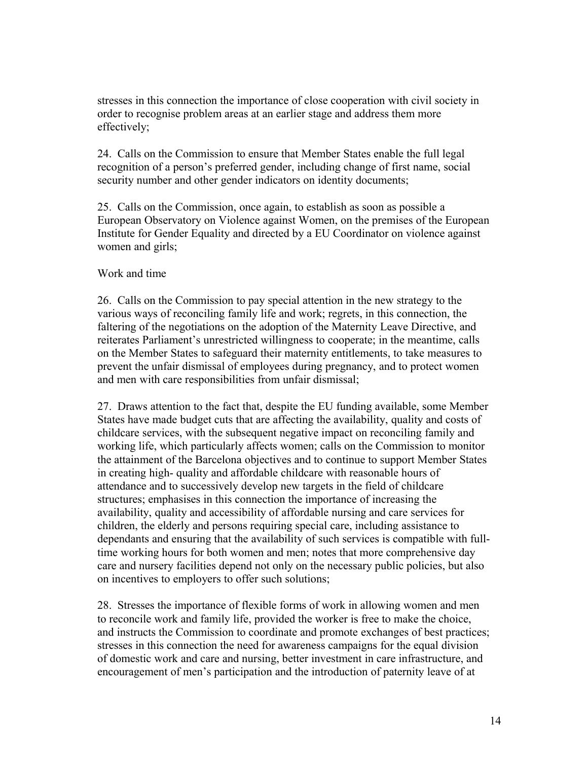stresses in this connection the importance of close cooperation with civil society in order to recognise problem areas at an earlier stage and address them more effectively;

24. Calls on the Commission to ensure that Member States enable the full legal recognition of a person's preferred gender, including change of first name, social security number and other gender indicators on identity documents;

25. Calls on the Commission, once again, to establish as soon as possible a European Observatory on Violence against Women, on the premises of the European Institute for Gender Equality and directed by a EU Coordinator on violence against women and girls;

Work and time

26. Calls on the Commission to pay special attention in the new strategy to the various ways of reconciling family life and work; regrets, in this connection, the faltering of the negotiations on the adoption of the Maternity Leave Directive, and reiterates Parliament's unrestricted willingness to cooperate; in the meantime, calls on the Member States to safeguard their maternity entitlements, to take measures to prevent the unfair dismissal of employees during pregnancy, and to protect women and men with care responsibilities from unfair dismissal;

27. Draws attention to the fact that, despite the EU funding available, some Member States have made budget cuts that are affecting the availability, quality and costs of childcare services, with the subsequent negative impact on reconciling family and working life, which particularly affects women; calls on the Commission to monitor the attainment of the Barcelona objectives and to continue to support Member States in creating high- quality and affordable childcare with reasonable hours of attendance and to successively develop new targets in the field of childcare structures; emphasises in this connection the importance of increasing the availability, quality and accessibility of affordable nursing and care services for children, the elderly and persons requiring special care, including assistance to dependants and ensuring that the availability of such services is compatible with full-time working hours for both women and men; notes that more comprehensive day care and nursery facilities depend not only on the necessary public policies, but also on incentives to employers to offer such solutions;

28. Stresses the importance of flexible forms of work in allowing women and men to reconcile work and family life, provided the worker is free to make the choice, and instructs the Commission to coordinate and promote exchanges of best practices; stresses in this connection the need for awareness campaigns for the equal division of domestic work and care and nursing, better investment in care infrastructure, and encouragement of men's participation and the introduction of paternity leave of at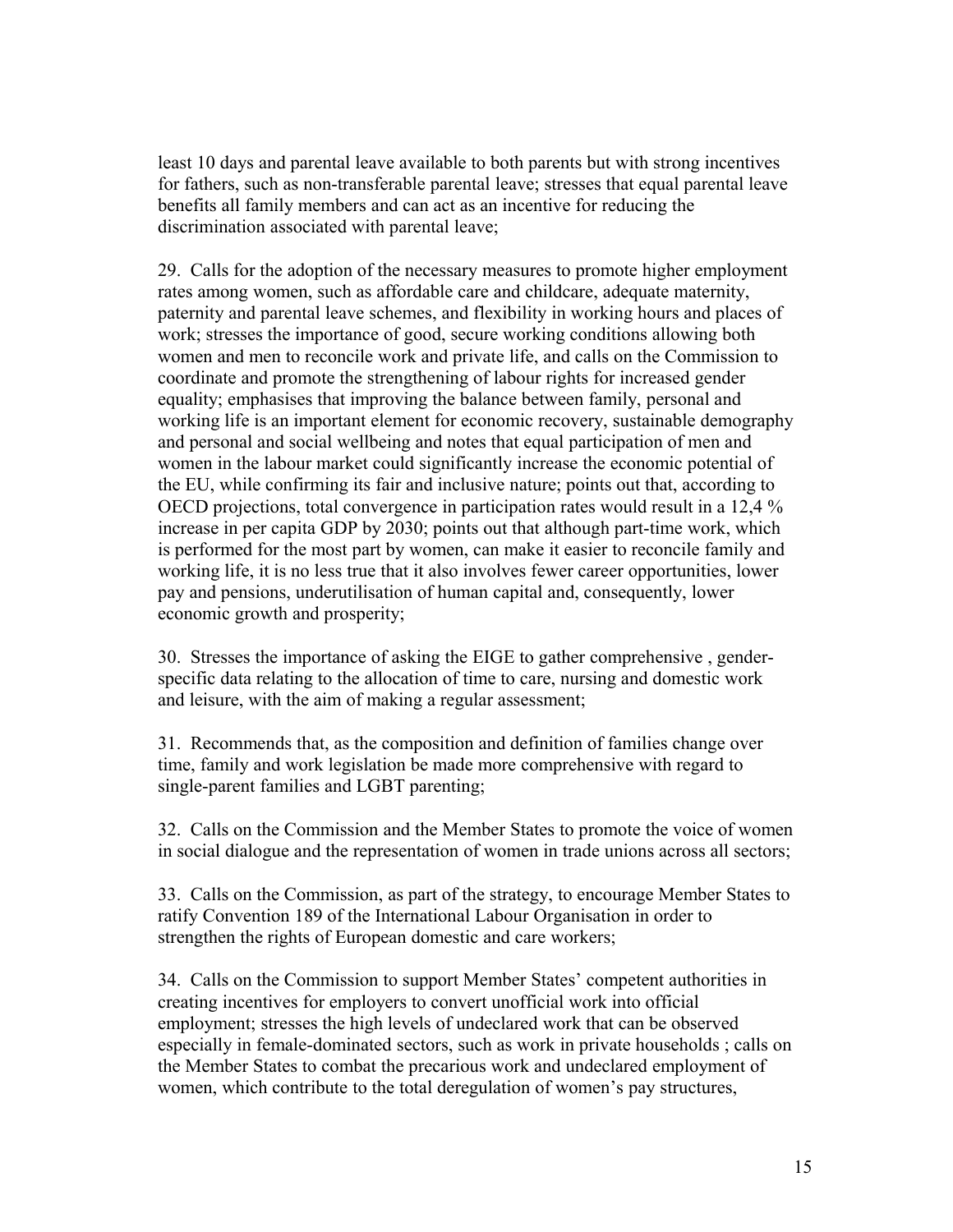least 10 days and parental leave available to both parents but with strong incentives for fathers, such as non-transferable parental leave; stresses that equal parental leave benefits all family members and can act as an incentive for reducing the discrimination associated with parental leave;

29. Calls for the adoption of the necessary measures to promote higher employment rates among women, such as affordable care and childcare, adequate maternity, paternity and parental leave schemes, and flexibility in working hours and places of work; stresses the importance of good, secure working conditions allowing both women and men to reconcile work and private life, and calls on the Commission to coordinate and promote the strengthening of labour rights for increased gender equality; emphasises that improving the balance between family, personal and working life is an important element for economic recovery, sustainable demography and personal and social wellbeing and notes that equal participation of men and women in the labour market could significantly increase the economic potential of the EU, while confirming its fair and inclusive nature; points out that, according to OECD projections, total convergence in participation rates would result in a 12,4 % increase in per capita GDP by 2030; points out that although part-time work, which is performed for the most part by women, can make it easier to reconcile family and working life, it is no less true that it also involves fewer career opportunities, lower pay and pensions, underutilisation of human capital and, consequently, lower economic growth and prosperity;

30. Stresses the importance of asking the EIGE to gather comprehensive , gender-specific data relating to the allocation of time to care, nursing and domestic work and leisure, with the aim of making a regular assessment;

31. Recommends that, as the composition and definition of families change over time, family and work legislation be made more comprehensive with regard to single-parent families and LGBT parenting;

32. Calls on the Commission and the Member States to promote the voice of women in social dialogue and the representation of women in trade unions across all sectors;

33. Calls on the Commission, as part of the strategy, to encourage Member States to ratify Convention 189 of the International Labour Organisation in order to strengthen the rights of European domestic and care workers;

34. Calls on the Commission to support Member States' competent authorities in creating incentives for employers to convert unofficial work into official employment; stresses the high levels of undeclared work that can be observed especially in female-dominated sectors, such as work in private households ; calls on the Member States to combat the precarious work and undeclared employment of women, which contribute to the total deregulation of women's pay structures,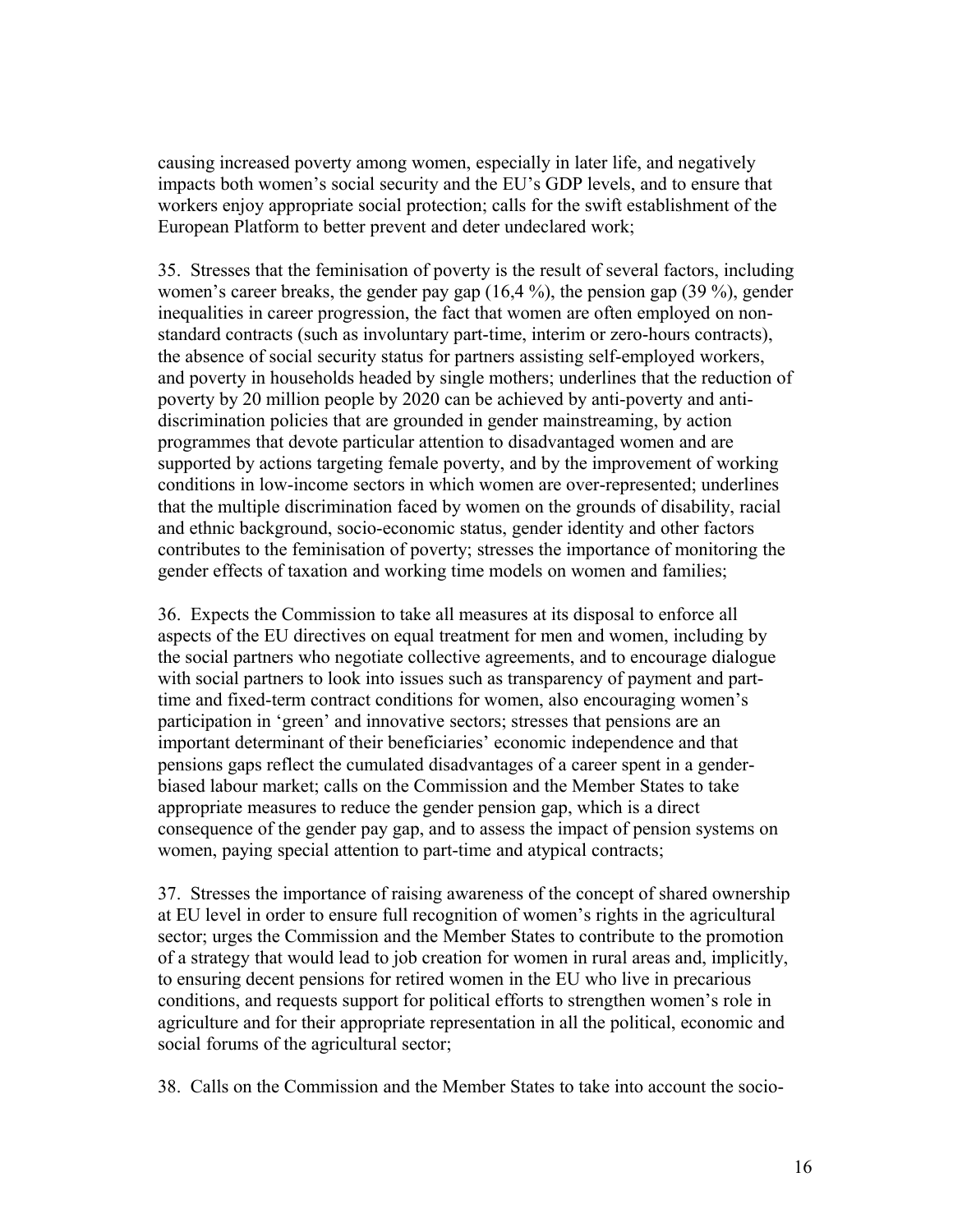causing increased poverty among women, especially in later life, and negatively impacts both women's social security and the EU's GDP levels, and to ensure that workers enjoy appropriate social protection; calls for the swift establishment of the European Platform to better prevent and deter undeclared work;

35. Stresses that the feminisation of poverty is the result of several factors, including women's career breaks, the gender pay gap (16,4 %), the pension gap (39 %), gender inequalities in career progression, the fact that women are often employed on non-standard contracts (such as involuntary part-time, interim or zero-hours contracts), the absence of social security status for partners assisting self-employed workers, and poverty in households headed by single mothers; underlines that the reduction of poverty by 20 million people by 2020 can be achieved by anti-poverty and anti-discrimination policies that are grounded in gender mainstreaming, by action programmes that devote particular attention to disadvantaged women and are supported by actions targeting female poverty, and by the improvement of working conditions in low-income sectors in which women are over-represented; underlines that the multiple discrimination faced by women on the grounds of disability, racial and ethnic background, socio-economic status, gender identity and other factors contributes to the feminisation of poverty; stresses the importance of monitoring the gender effects of taxation and working time models on women and families;

36. Expects the Commission to take all measures at its disposal to enforce all aspects of the EU directives on equal treatment for men and women, including by the social partners who negotiate collective agreements, and to encourage dialogue with social partners to look into issues such as transparency of payment and part-time and fixed-term contract conditions for women, also encouraging women's participation in 'green' and innovative sectors; stresses that pensions are an important determinant of their beneficiaries' economic independence and that pensions gaps reflect the cumulated disadvantages of a career spent in a gender-biased labour market; calls on the Commission and the Member States to take appropriate measures to reduce the gender pension gap, which is a direct consequence of the gender pay gap, and to assess the impact of pension systems on women, paying special attention to part-time and atypical contracts;

37. Stresses the importance of raising awareness of the concept of shared ownership at EU level in order to ensure full recognition of women's rights in the agricultural sector; urges the Commission and the Member States to contribute to the promotion of a strategy that would lead to job creation for women in rural areas and, implicitly, to ensuring decent pensions for retired women in the EU who live in precarious conditions, and requests support for political efforts to strengthen women's role in agriculture and for their appropriate representation in all the political, economic and social forums of the agricultural sector;

38. Calls on the Commission and the Member States to take into account the socio-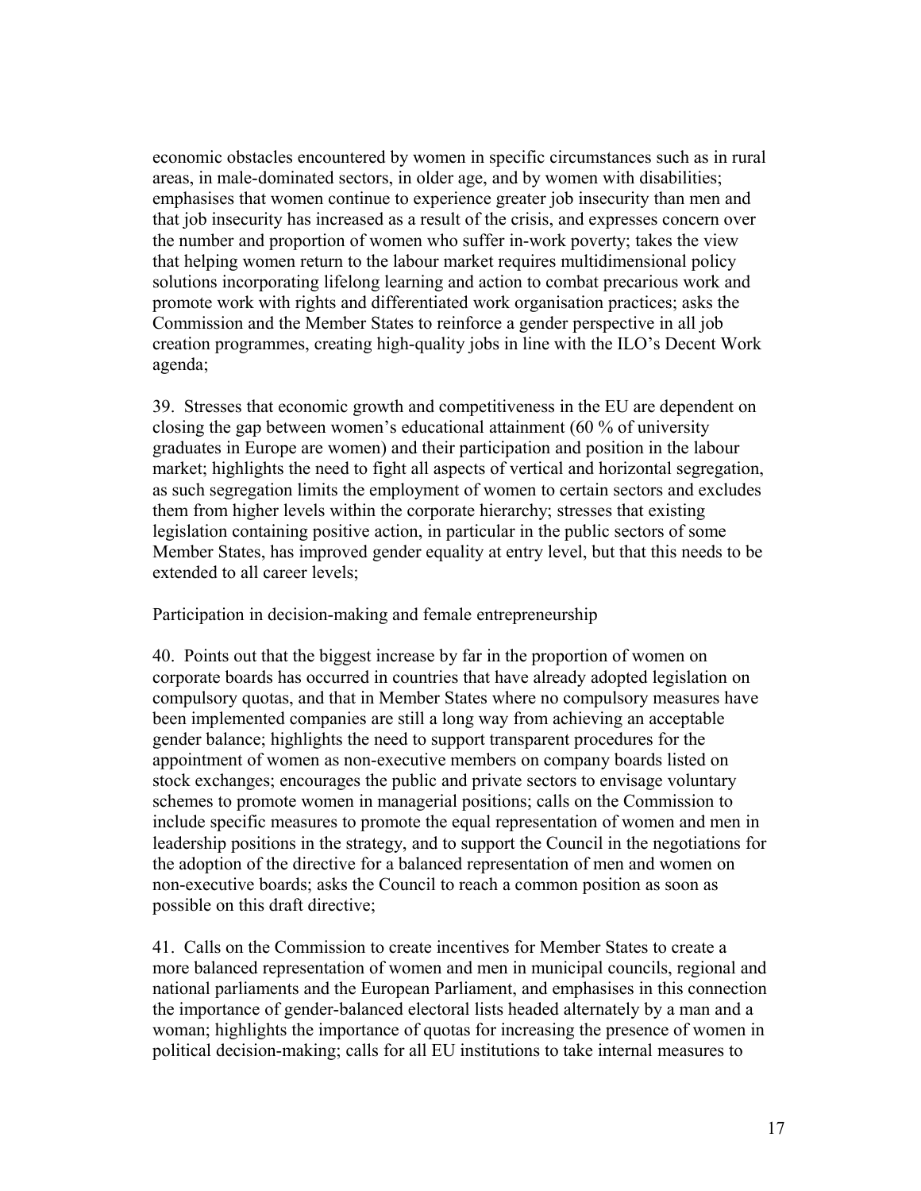economic obstacles encountered by women in specific circumstances such as in rural areas, in male-dominated sectors, in older age, and by women with disabilities; emphasises that women continue to experience greater job insecurity than men and that job insecurity has increased as a result of the crisis, and expresses concern over the number and proportion of women who suffer in-work poverty; takes the view that helping women return to the labour market requires multidimensional policy solutions incorporating lifelong learning and action to combat precarious work and promote work with rights and differentiated work organisation practices; asks the Commission and the Member States to reinforce a gender perspective in all job creation programmes, creating high-quality jobs in line with the ILO's Decent Work agenda;

39. Stresses that economic growth and competitiveness in the EU are dependent on closing the gap between women's educational attainment (60 % of university graduates in Europe are women) and their participation and position in the labour market; highlights the need to fight all aspects of vertical and horizontal segregation, as such segregation limits the employment of women to certain sectors and excludes them from higher levels within the corporate hierarchy; stresses that existing legislation containing positive action, in particular in the public sectors of some Member States, has improved gender equality at entry level, but that this needs to be extended to all career levels;

Participation in decision-making and female entrepreneurship

40. Points out that the biggest increase by far in the proportion of women on corporate boards has occurred in countries that have already adopted legislation on compulsory quotas, and that in Member States where no compulsory measures have been implemented companies are still a long way from achieving an acceptable gender balance; highlights the need to support transparent procedures for the appointment of women as non-executive members on company boards listed on stock exchanges; encourages the public and private sectors to envisage voluntary schemes to promote women in managerial positions; calls on the Commission to include specific measures to promote the equal representation of women and men in leadership positions in the strategy, and to support the Council in the negotiations for the adoption of the directive for a balanced representation of men and women on non-executive boards; asks the Council to reach a common position as soon as possible on this draft directive;

41. Calls on the Commission to create incentives for Member States to create a more balanced representation of women and men in municipal councils, regional and national parliaments and the European Parliament, and emphasises in this connection the importance of gender-balanced electoral lists headed alternately by a man and a woman; highlights the importance of quotas for increasing the presence of women in political decision-making; calls for all EU institutions to take internal measures to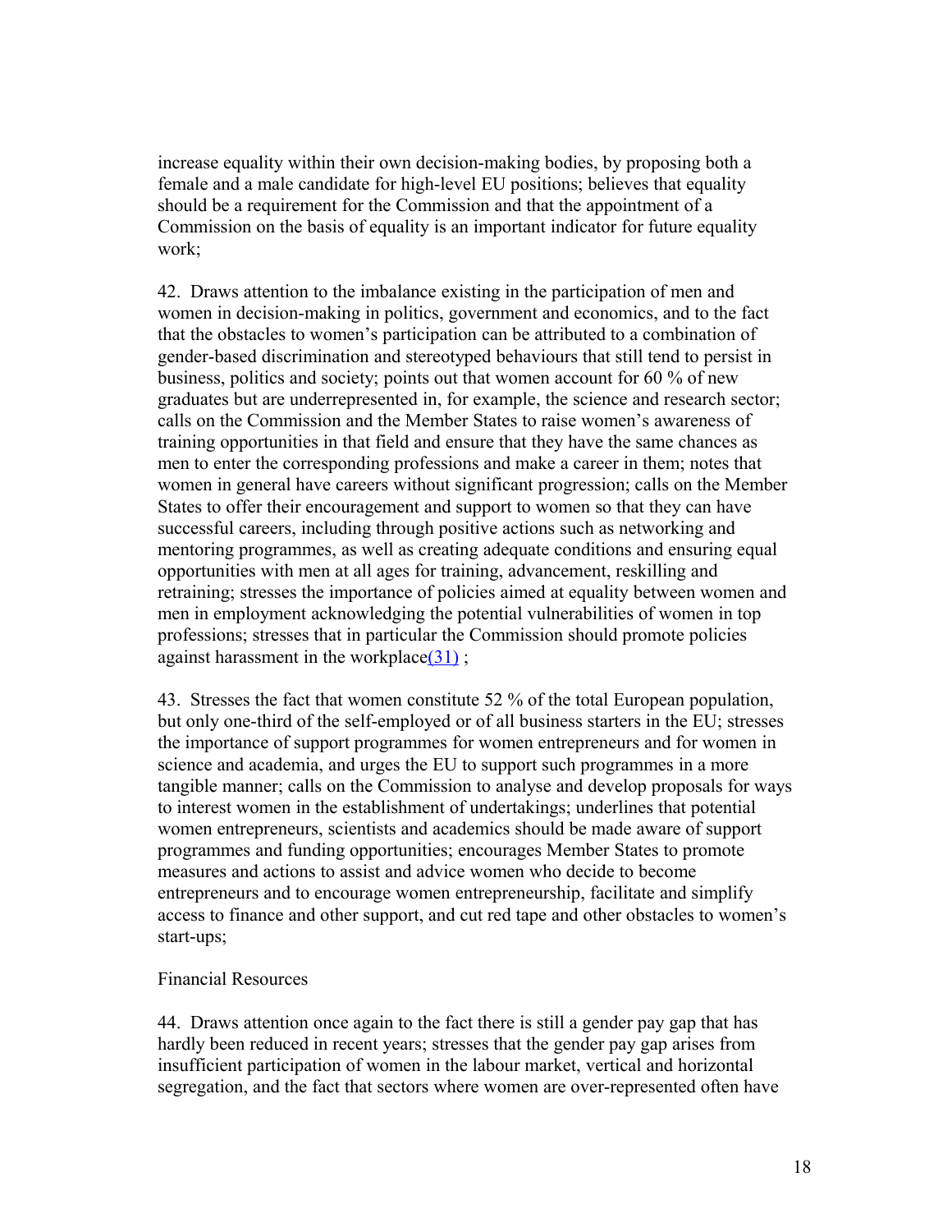increase equality within their own decision-making bodies, by proposing both a female and a male candidate for high-level EU positions; believes that equality should be a requirement for the Commission and that the appointment of a Commission on the basis of equality is an important indicator for future equality work;

42. Draws attention to the imbalance existing in the participation of men and women in decision-making in politics, government and economics, and to the fact that the obstacles to women's participation can be attributed to a combination of gender-based discrimination and stereotyped behaviours that still tend to persist in business, politics and society; points out that women account for 60 % of new graduates but are underrepresented in, for example, the science and research sector; calls on the Commission and the Member States to raise women's awareness of training opportunities in that field and ensure that they have the same chances as men to enter the corresponding professions and make a career in them; notes that women in general have careers without significant progression; calls on the Member States to offer their encouragement and support to women so that they can have successful careers, including through positive actions such as networking and mentoring programmes, as well as creating adequate conditions and ensuring equal opportunities with men at all ages for training, advancement, reskilling and retraining; stresses the importance of policies aimed at equality between women and men in employment acknowledging the potential vulnerabilities of women in top professions; stresses that in particular the Commission should promote policies against harassment in the workplace(31) ;

43. Stresses the fact that women constitute 52 % of the total European population, but only one-third of the self-employed or of all business starters in the EU; stresses the importance of support programmes for women entrepreneurs and for women in science and academia, and urges the EU to support such programmes in a more tangible manner; calls on the Commission to analyse and develop proposals for ways to interest women in the establishment of undertakings; underlines that potential women entrepreneurs, scientists and academics should be made aware of support programmes and funding opportunities; encourages Member States to promote measures and actions to assist and advice women who decide to become entrepreneurs and to encourage women entrepreneurship, facilitate and simplify access to finance and other support, and cut red tape and other obstacles to women's start-ups;

Financial Resources

44. Draws attention once again to the fact there is still a gender pay gap that has hardly been reduced in recent years; stresses that the gender pay gap arises from insufficient participation of women in the labour market, vertical and horizontal segregation, and the fact that sectors where women are over-represented often have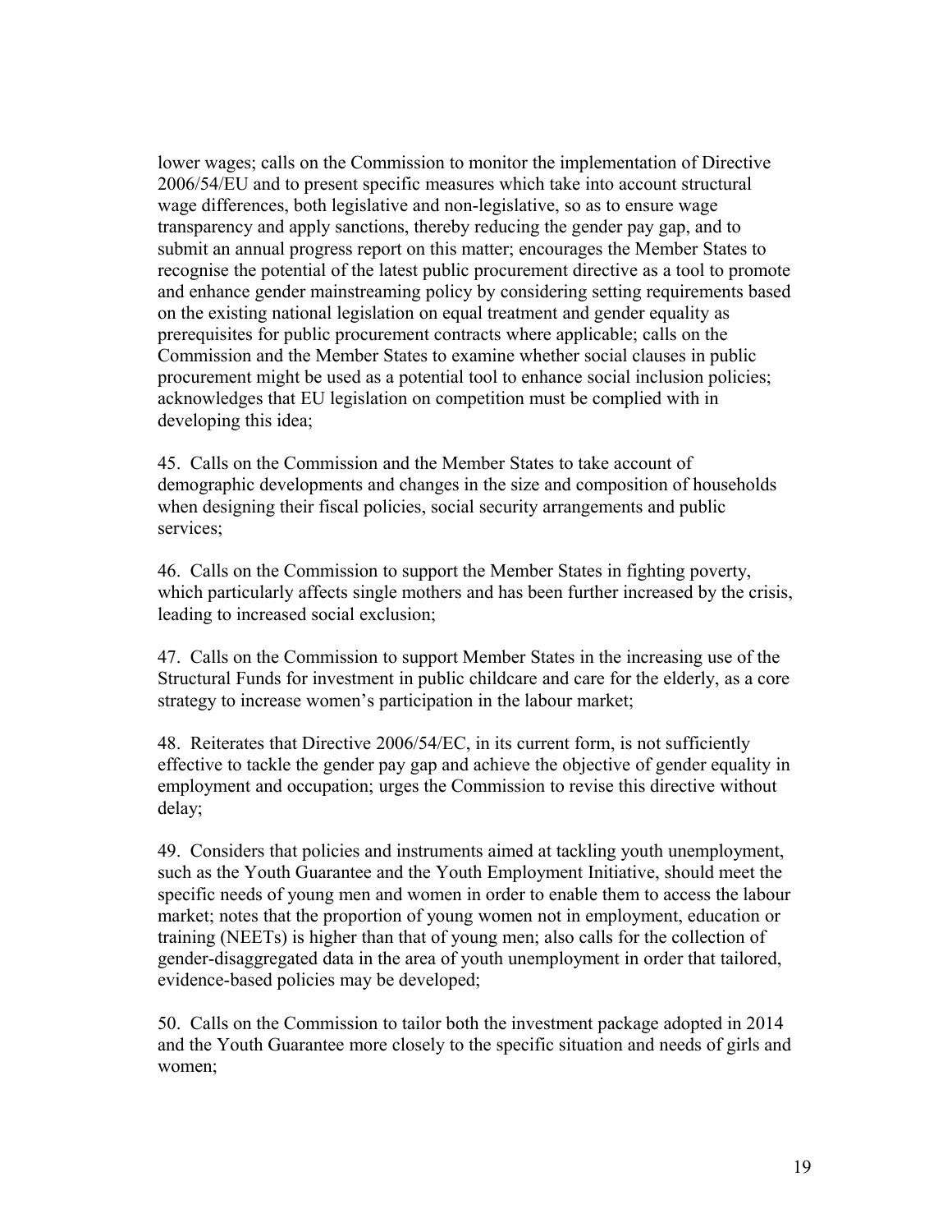lower wages; calls on the Commission to monitor the implementation of Directive 2006/54/EU and to present specific measures which take into account structural wage differences, both legislative and non-legislative, so as to ensure wage transparency and apply sanctions, thereby reducing the gender pay gap, and to submit an annual progress report on this matter; encourages the Member States to recognise the potential of the latest public procurement directive as a tool to promote and enhance gender mainstreaming policy by considering setting requirements based on the existing national legislation on equal treatment and gender equality as prerequisites for public procurement contracts where applicable; calls on the Commission and the Member States to examine whether social clauses in public procurement might be used as a potential tool to enhance social inclusion policies; acknowledges that EU legislation on competition must be complied with in developing this idea;

45. Calls on the Commission and the Member States to take account of demographic developments and changes in the size and composition of households when designing their fiscal policies, social security arrangements and public services;

46. Calls on the Commission to support the Member States in fighting poverty, which particularly affects single mothers and has been further increased by the crisis, leading to increased social exclusion;

47. Calls on the Commission to support Member States in the increasing use of the Structural Funds for investment in public childcare and care for the elderly, as a core strategy to increase women's participation in the labour market;

48. Reiterates that Directive 2006/54/EC, in its current form, is not sufficiently effective to tackle the gender pay gap and achieve the objective of gender equality in employment and occupation; urges the Commission to revise this directive without delay;

49. Considers that policies and instruments aimed at tackling youth unemployment, such as the Youth Guarantee and the Youth Employment Initiative, should meet the specific needs of young men and women in order to enable them to access the labour market; notes that the proportion of young women not in employment, education or training (NEETs) is higher than that of young men; also calls for the collection of gender-disaggregated data in the area of youth unemployment in order that tailored, evidence-based policies may be developed;

50. Calls on the Commission to tailor both the investment package adopted in 2014 and the Youth Guarantee more closely to the specific situation and needs of girls and women;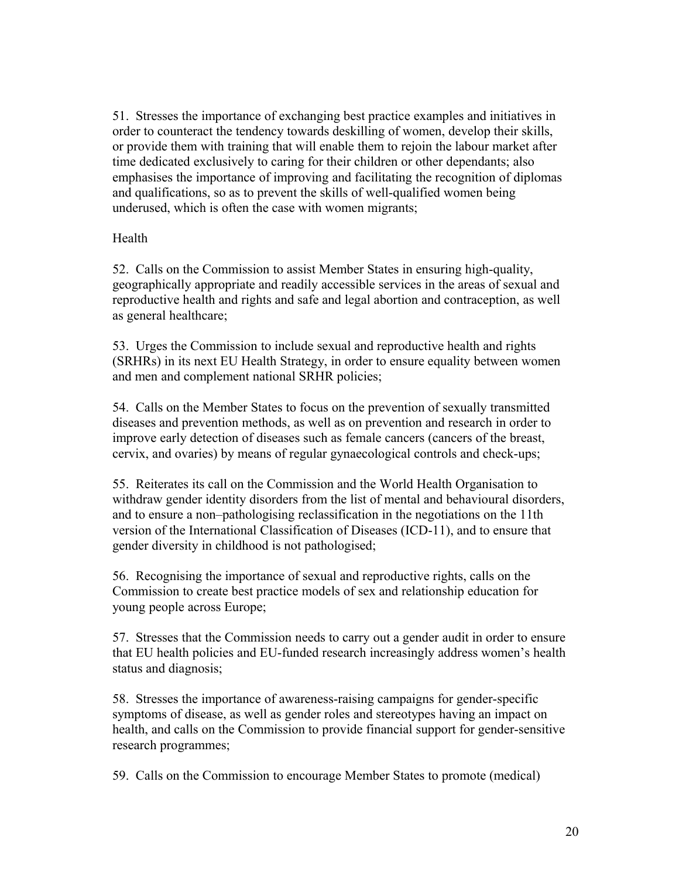51. Stresses the importance of exchanging best practice examples and initiatives in order to counteract the tendency towards deskilling of women, develop their skills, or provide them with training that will enable them to rejoin the labour market after time dedicated exclusively to caring for their children or other dependants; also emphasises the importance of improving and facilitating the recognition of diplomas and qualifications, so as to prevent the skills of well-qualified women being underused, which is often the case with women migrants;

Health

52. Calls on the Commission to assist Member States in ensuring high-quality, geographically appropriate and readily accessible services in the areas of sexual and reproductive health and rights and safe and legal abortion and contraception, as well as general healthcare;

53. Urges the Commission to include sexual and reproductive health and rights (SRHRs) in its next EU Health Strategy, in order to ensure equality between women and men and complement national SRHR policies;

54. Calls on the Member States to focus on the prevention of sexually transmitted diseases and prevention methods, as well as on prevention and research in order to improve early detection of diseases such as female cancers (cancers of the breast, cervix, and ovaries) by means of regular gynaecological controls and check-ups;

55. Reiterates its call on the Commission and the World Health Organisation to withdraw gender identity disorders from the list of mental and behavioural disorders, and to ensure a non–pathologising reclassification in the negotiations on the 11th version of the International Classification of Diseases (ICD-11), and to ensure that gender diversity in childhood is not pathologised;

56. Recognising the importance of sexual and reproductive rights, calls on the Commission to create best practice models of sex and relationship education for young people across Europe;

57. Stresses that the Commission needs to carry out a gender audit in order to ensure that EU health policies and EU-funded research increasingly address women's health status and diagnosis;

58. Stresses the importance of awareness-raising campaigns for gender-specific symptoms of disease, as well as gender roles and stereotypes having an impact on health, and calls on the Commission to provide financial support for gender-sensitive research programmes;

59. Calls on the Commission to encourage Member States to promote (medical)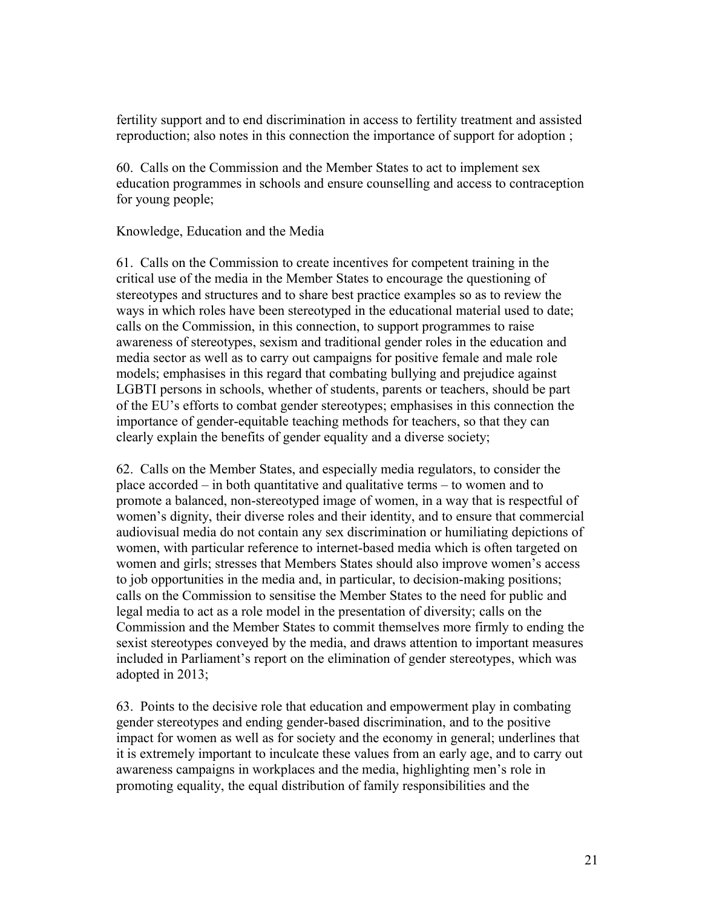fertility support and to end discrimination in access to fertility treatment and assisted reproduction; also notes in this connection the importance of support for adoption ;

60. Calls on the Commission and the Member States to act to implement sex education programmes in schools and ensure counselling and access to contraception for young people;

Knowledge, Education and the Media

61. Calls on the Commission to create incentives for competent training in the critical use of the media in the Member States to encourage the questioning of stereotypes and structures and to share best practice examples so as to review the ways in which roles have been stereotyped in the educational material used to date; calls on the Commission, in this connection, to support programmes to raise awareness of stereotypes, sexism and traditional gender roles in the education and media sector as well as to carry out campaigns for positive female and male role models; emphasises in this regard that combating bullying and prejudice against LGBTI persons in schools, whether of students, parents or teachers, should be part of the EU's efforts to combat gender stereotypes; emphasises in this connection the importance of gender-equitable teaching methods for teachers, so that they can clearly explain the benefits of gender equality and a diverse society;

62. Calls on the Member States, and especially media regulators, to consider the place accorded – in both quantitative and qualitative terms – to women and to promote a balanced, non-stereotyped image of women, in a way that is respectful of women's dignity, their diverse roles and their identity, and to ensure that commercial audiovisual media do not contain any sex discrimination or humiliating depictions of women, with particular reference to internet-based media which is often targeted on women and girls; stresses that Members States should also improve women's access to job opportunities in the media and, in particular, to decision-making positions; calls on the Commission to sensitise the Member States to the need for public and legal media to act as a role model in the presentation of diversity; calls on the Commission and the Member States to commit themselves more firmly to ending the sexist stereotypes conveyed by the media, and draws attention to important measures included in Parliament's report on the elimination of gender stereotypes, which was adopted in 2013;

63. Points to the decisive role that education and empowerment play in combating gender stereotypes and ending gender-based discrimination, and to the positive impact for women as well as for society and the economy in general; underlines that it is extremely important to inculcate these values from an early age, and to carry out awareness campaigns in workplaces and the media, highlighting men's role in promoting equality, the equal distribution of family responsibilities and the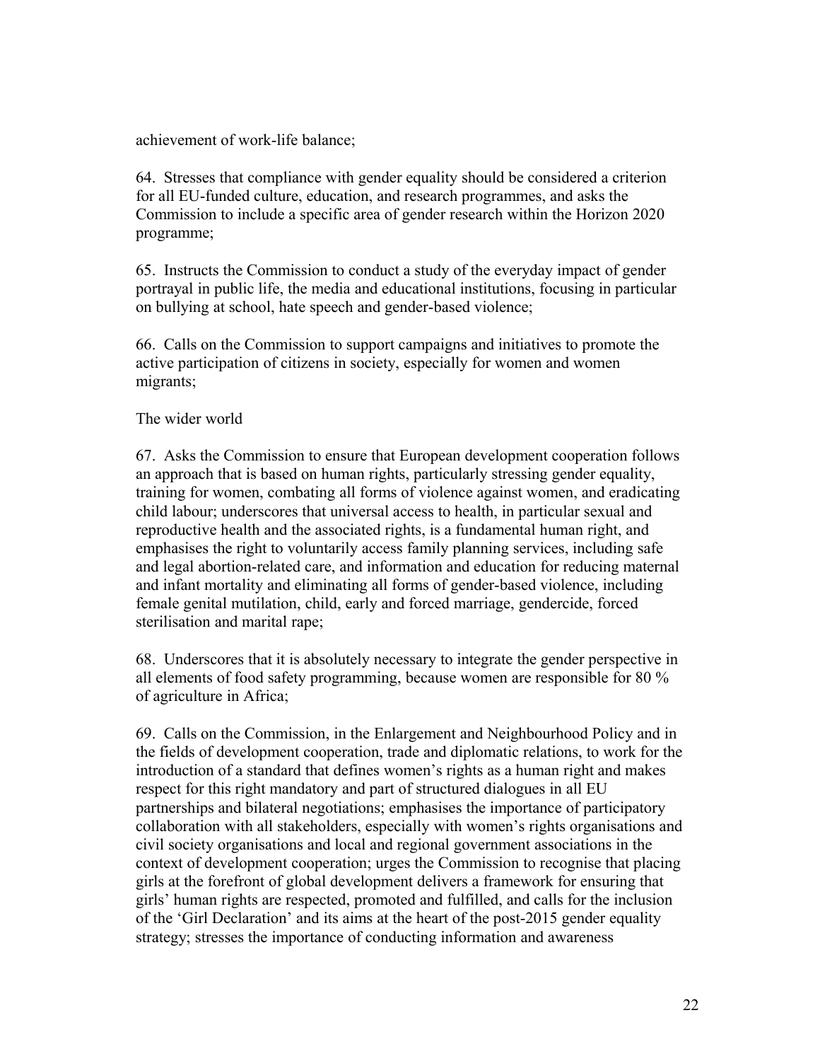achievement of work-life balance;

64. Stresses that compliance with gender equality should be considered a criterion for all EU-funded culture, education, and research programmes, and asks the Commission to include a specific area of gender research within the Horizon 2020 programme;

65. Instructs the Commission to conduct a study of the everyday impact of gender portrayal in public life, the media and educational institutions, focusing in particular on bullying at school, hate speech and gender-based violence;

66. Calls on the Commission to support campaigns and initiatives to promote the active participation of citizens in society, especially for women and women migrants;

The wider world

67. Asks the Commission to ensure that European development cooperation follows an approach that is based on human rights, particularly stressing gender equality, training for women, combating all forms of violence against women, and eradicating child labour; underscores that universal access to health, in particular sexual and reproductive health and the associated rights, is a fundamental human right, and emphasises the right to voluntarily access family planning services, including safe and legal abortion-related care, and information and education for reducing maternal and infant mortality and eliminating all forms of gender-based violence, including female genital mutilation, child, early and forced marriage, gendercide, forced sterilisation and marital rape;

68. Underscores that it is absolutely necessary to integrate the gender perspective in all elements of food safety programming, because women are responsible for 80 % of agriculture in Africa;

69. Calls on the Commission, in the Enlargement and Neighbourhood Policy and in the fields of development cooperation, trade and diplomatic relations, to work for the introduction of a standard that defines women's rights as a human right and makes respect for this right mandatory and part of structured dialogues in all EU partnerships and bilateral negotiations; emphasises the importance of participatory collaboration with all stakeholders, especially with women's rights organisations and civil society organisations and local and regional government associations in the context of development cooperation; urges the Commission to recognise that placing girls at the forefront of global development delivers a framework for ensuring that girls' human rights are respected, promoted and fulfilled, and calls for the inclusion of the 'Girl Declaration' and its aims at the heart of the post-2015 gender equality strategy; stresses the importance of conducting information and awareness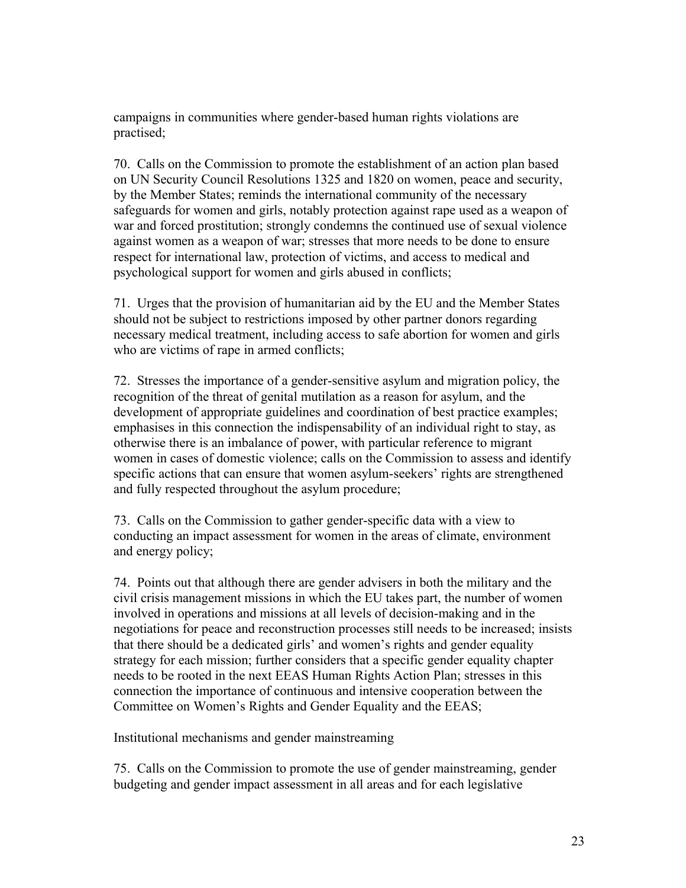campaigns in communities where gender-based human rights violations are practised;

70. Calls on the Commission to promote the establishment of an action plan based on UN Security Council Resolutions 1325 and 1820 on women, peace and security, by the Member States; reminds the international community of the necessary safeguards for women and girls, notably protection against rape used as a weapon of war and forced prostitution; strongly condemns the continued use of sexual violence against women as a weapon of war; stresses that more needs to be done to ensure respect for international law, protection of victims, and access to medical and psychological support for women and girls abused in conflicts;

71. Urges that the provision of humanitarian aid by the EU and the Member States should not be subject to restrictions imposed by other partner donors regarding necessary medical treatment, including access to safe abortion for women and girls who are victims of rape in armed conflicts;

72. Stresses the importance of a gender-sensitive asylum and migration policy, the recognition of the threat of genital mutilation as a reason for asylum, and the development of appropriate guidelines and coordination of best practice examples; emphasises in this connection the indispensability of an individual right to stay, as otherwise there is an imbalance of power, with particular reference to migrant women in cases of domestic violence; calls on the Commission to assess and identify specific actions that can ensure that women asylum-seekers' rights are strengthened and fully respected throughout the asylum procedure;

73. Calls on the Commission to gather gender-specific data with a view to conducting an impact assessment for women in the areas of climate, environment and energy policy;

74. Points out that although there are gender advisers in both the military and the civil crisis management missions in which the EU takes part, the number of women involved in operations and missions at all levels of decision-making and in the negotiations for peace and reconstruction processes still needs to be increased; insists that there should be a dedicated girls' and women's rights and gender equality strategy for each mission; further considers that a specific gender equality chapter needs to be rooted in the next EEAS Human Rights Action Plan; stresses in this connection the importance of continuous and intensive cooperation between the Committee on Women's Rights and Gender Equality and the EEAS;

Institutional mechanisms and gender mainstreaming

75. Calls on the Commission to promote the use of gender mainstreaming, gender budgeting and gender impact assessment in all areas and for each legislative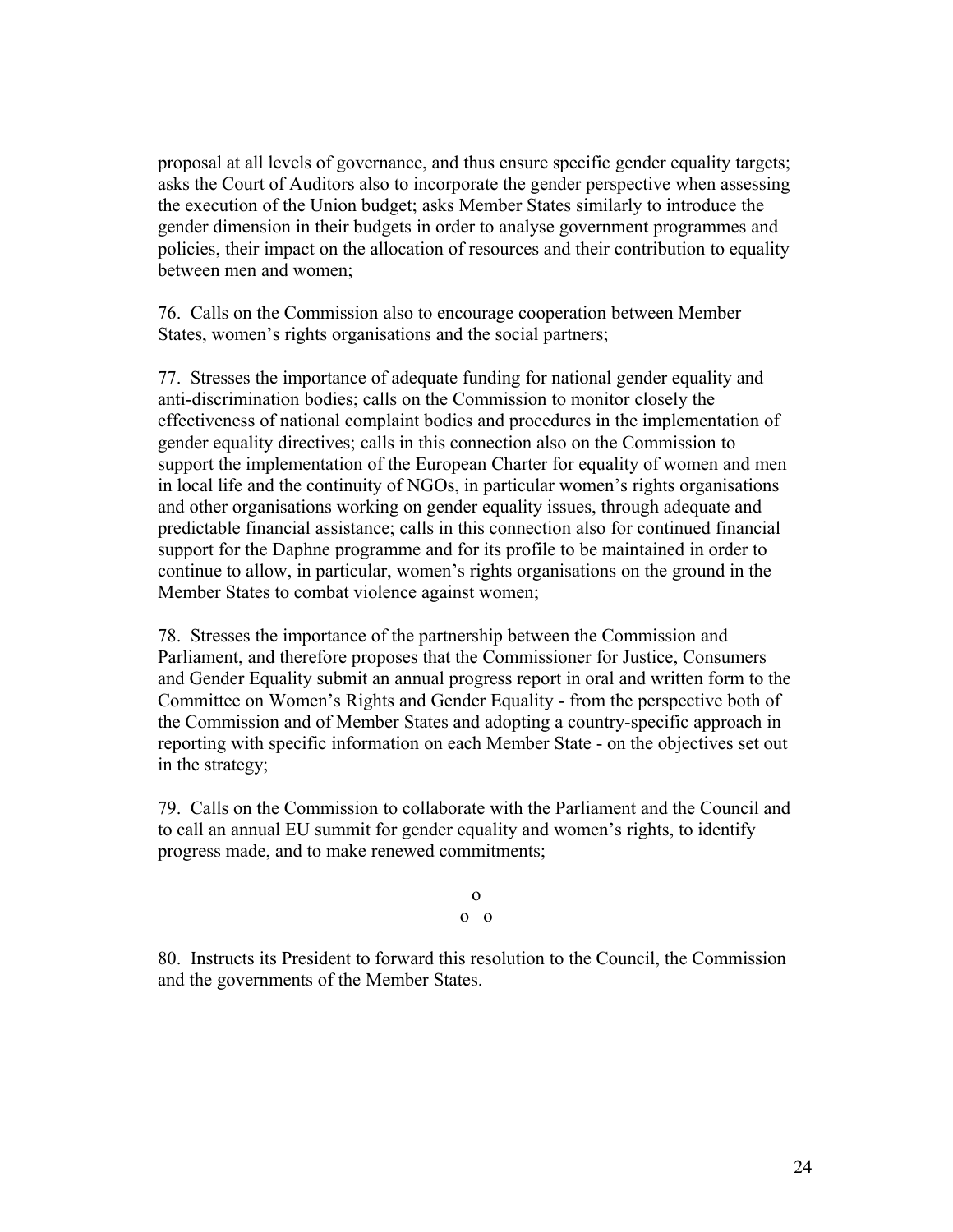proposal at all levels of governance, and thus ensure specific gender equality targets; asks the Court of Auditors also to incorporate the gender perspective when assessing the execution of the Union budget; asks Member States similarly to introduce the gender dimension in their budgets in order to analyse government programmes and policies, their impact on the allocation of resources and their contribution to equality between men and women;

76. Calls on the Commission also to encourage cooperation between Member States, women's rights organisations and the social partners;

77. Stresses the importance of adequate funding for national gender equality and anti-discrimination bodies; calls on the Commission to monitor closely the effectiveness of national complaint bodies and procedures in the implementation of gender equality directives; calls in this connection also on the Commission to support the implementation of the European Charter for equality of women and men in local life and the continuity of NGOs, in particular women's rights organisations and other organisations working on gender equality issues, through adequate and predictable financial assistance; calls in this connection also for continued financial support for the Daphne programme and for its profile to be maintained in order to continue to allow, in particular, women's rights organisations on the ground in the Member States to combat violence against women;

78. Stresses the importance of the partnership between the Commission and Parliament, and therefore proposes that the Commissioner for Justice, Consumers and Gender Equality submit an annual progress report in oral and written form to the Committee on Women's Rights and Gender Equality - from the perspective both of the Commission and of Member States and adopting a country-specific approach in reporting with specific information on each Member State - on the objectives set out in the strategy;

79. Calls on the Commission to collaborate with the Parliament and the Council and to call an annual EU summit for gender equality and women's rights, to identify progress made, and to make renewed commitments;

o
o o

80. Instructs its President to forward this resolution to the Council, the Commission and the governments of the Member States.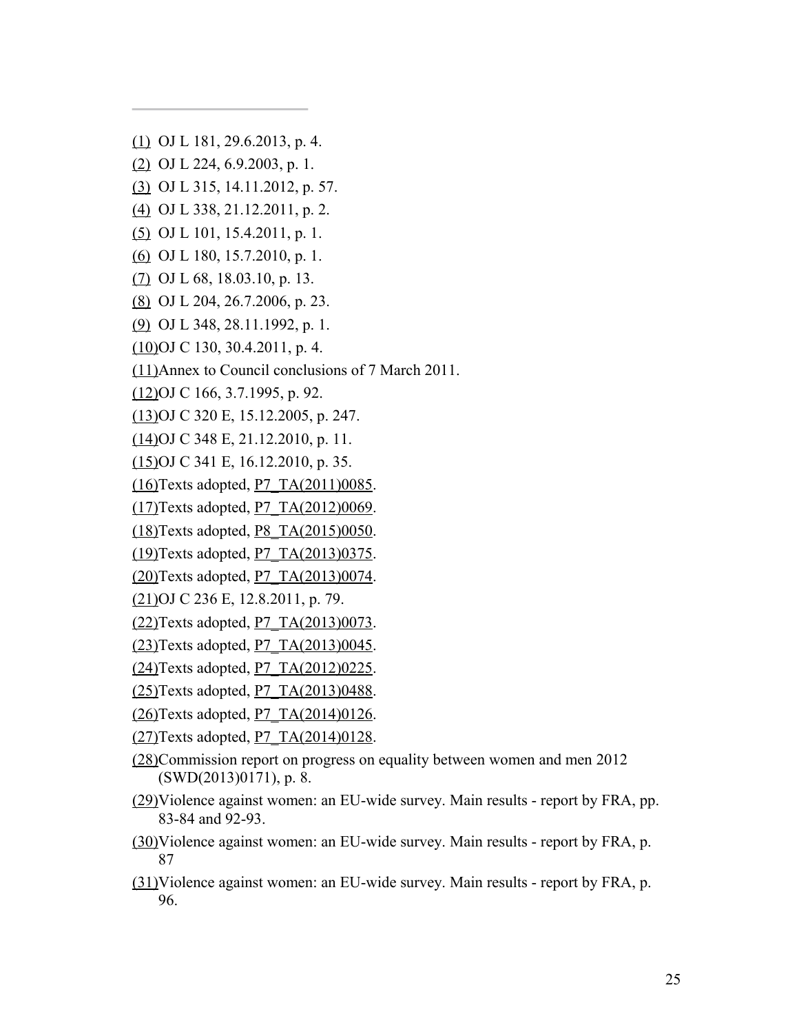---

(1) OJ L 181, 29.6.2013, p. 4.

(2) OJ L 224, 6.9.2003, p. 1.

(3) OJ L 315, 14.11.2012, p. 57.

(4) OJ L 338, 21.12.2011, p. 2.

(5) OJ L 101, 15.4.2011, p. 1.

(6) OJ L 180, 15.7.2010, p. 1.

(7) OJ L 68, 18.03.10, p. 13.

(8) OJ L 204, 26.7.2006, p. 23.

(9) OJ L 348, 28.11.1992, p. 1.

(10) OJ C 130, 30.4.2011, p. 4.

(11) Annex to Council conclusions of 7 March 2011.

(12) OJ C 166, 3.7.1995, p. 92.

(13) OJ C 320 E, 15.12.2005, p. 247.

(14) OJ C 348 E, 21.12.2010, p. 11.

(15) OJ C 341 E, 16.12.2010, p. 35.

(16) Texts adopted, P7_TA(2011)0085.

(17) Texts adopted, P7_TA(2012)0069.

(18) Texts adopted, P8_TA(2015)0050.

(19) Texts adopted, P7_TA(2013)0375.

(20) Texts adopted, P7_TA(2013)0074.

(21) OJ C 236 E, 12.8.2011, p. 79.

(22) Texts adopted, P7_TA(2013)0073.

(23) Texts adopted, P7_TA(2013)0045.

(24) Texts adopted, P7_TA(2012)0225.

(25) Texts adopted, P7_TA(2013)0488.

(26) Texts adopted, P7_TA(2014)0126.

(27) Texts adopted, P7_TA(2014)0128.

(28) Commission report on progress on equality between women and men 2012 (SWD(2013)0171), p. 8.

(29) Violence against women: an EU-wide survey. Main results - report by FRA, pp. 83-84 and 92-93.

(30) Violence against women: an EU-wide survey. Main results - report by FRA, p. 87

(31) Violence against women: an EU-wide survey. Main results - report by FRA, p. 96.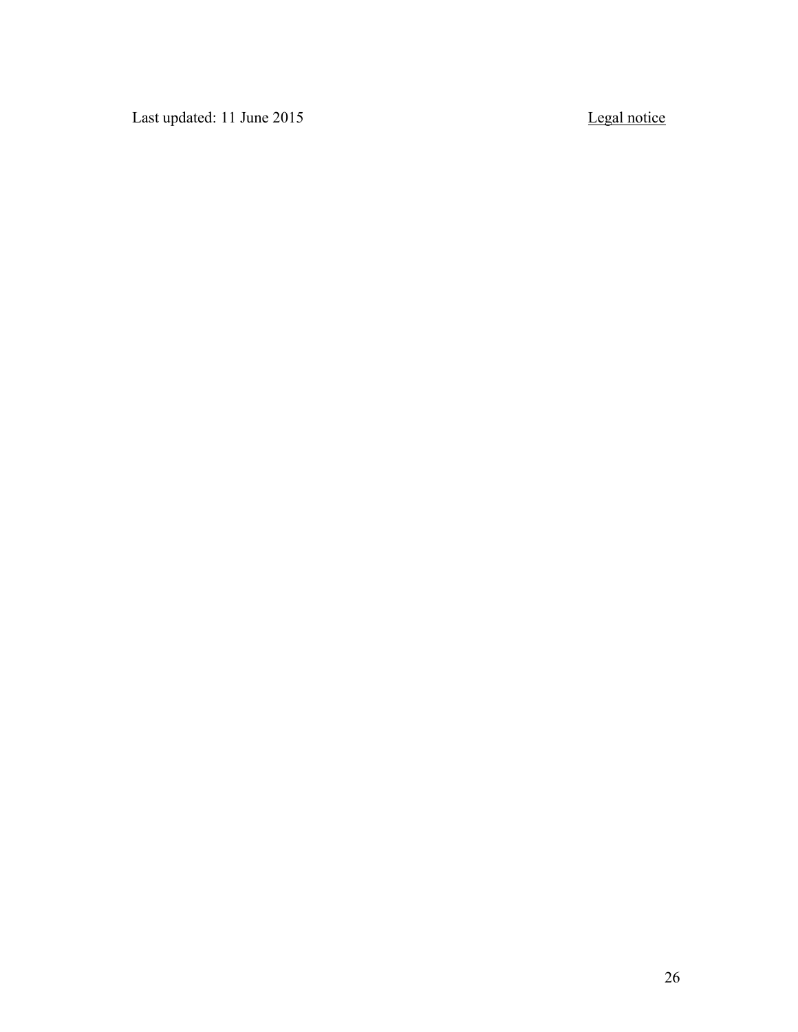Last updated: 11 June 2015 Legal notice